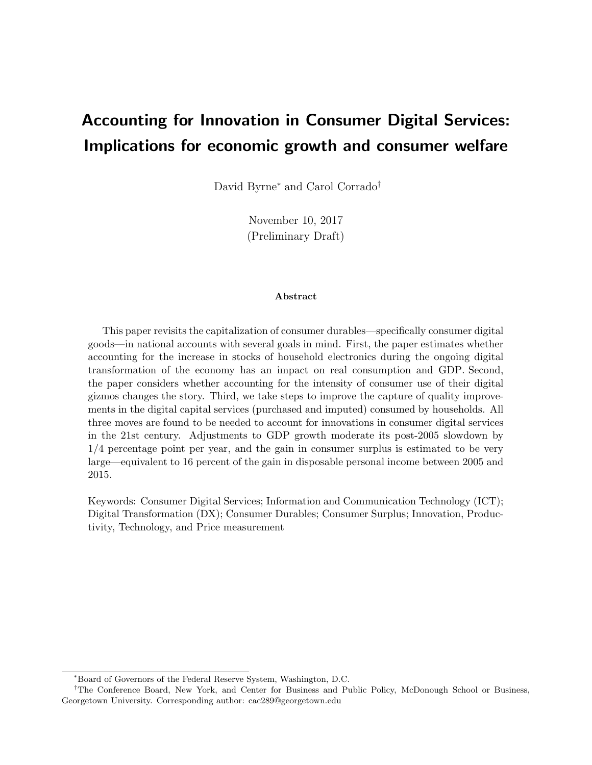# Accounting for Innovation in Consumer Digital Services: Implications for economic growth and consumer welfare

David Byrne[*] and Carol Corrado[†]

November 10, 2017
(Preliminary Draft)

**Abstract**

This paper revisits the capitalization of consumer durables—specifically consumer digital goods—in national accounts with several goals in mind. First, the paper estimates whether accounting for the increase in stocks of household electronics during the ongoing digital transformation of the economy has an impact on real consumption and GDP. Second, the paper considers whether accounting for the intensity of consumer use of their digital gizmos changes the story. Third, we take steps to improve the capture of quality improvements in the digital capital services (purchased and imputed) consumed by households. All three moves are found to be needed to account for innovations in consumer digital services in the 21st century. Adjustments to GDP growth moderate its post-2005 slowdown by 1/4 percentage point per year, and the gain in consumer surplus is estimated to be very large—equivalent to 16 percent of the gain in disposable personal income between 2005 and 2015.

Keywords: Consumer Digital Services; Information and Communication Technology (ICT); Digital Transformation (DX); Consumer Durables; Consumer Surplus; Innovation, Productivity, Technology, and Price measurement

---

[*] Board of Governors of the Federal Reserve System, Washington, D.C.

[†] The Conference Board, New York, and Center for Business and Public Policy, McDonough School or Business, Georgetown University. Corresponding author: cac289@georgetown.edu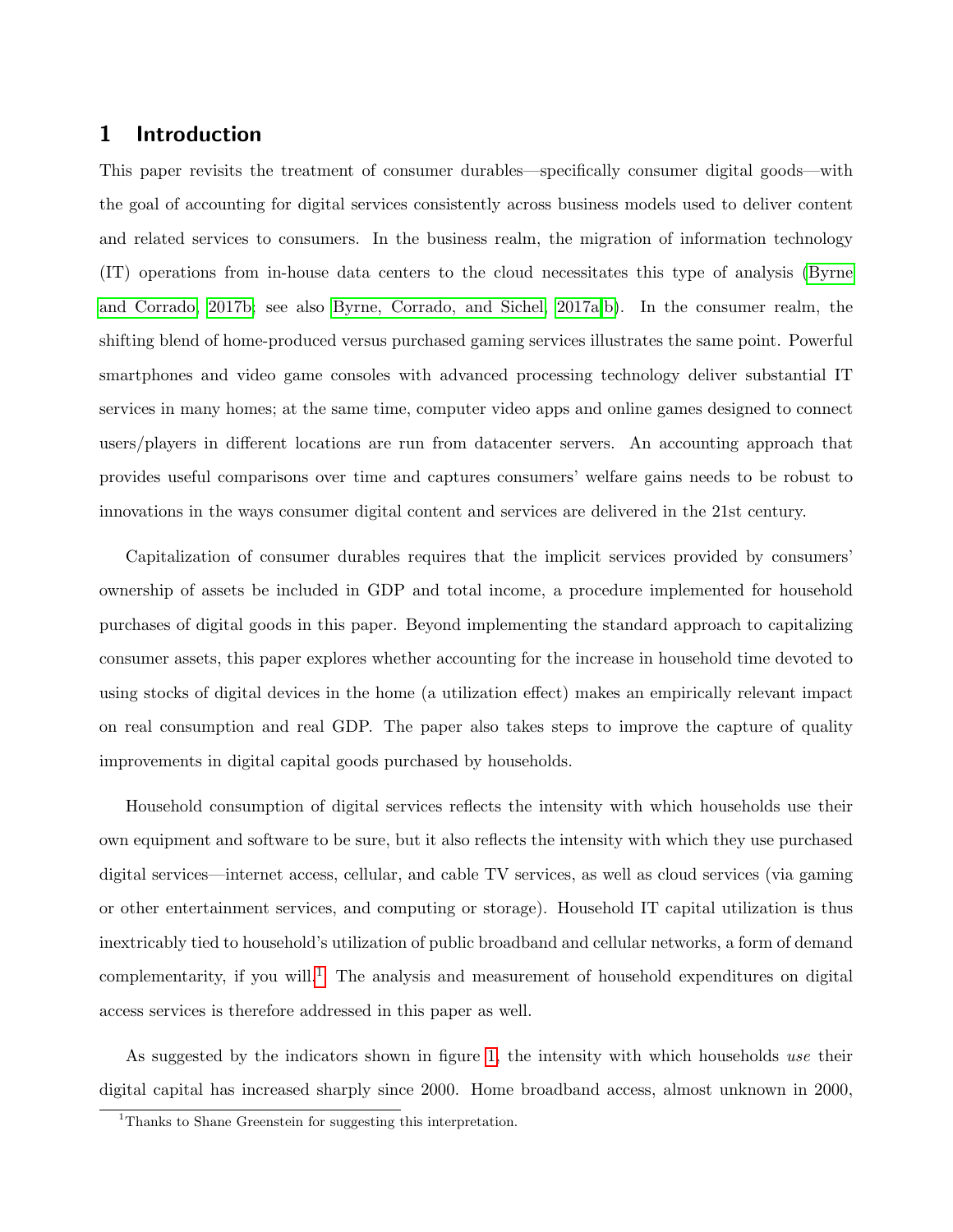## 1 Introduction

This paper revisits the treatment of consumer durables—specifically consumer digital goods—with the goal of accounting for digital services consistently across business models used to deliver content and related services to consumers. In the business realm, the migration of information technology (IT) operations from in-house data centers to the cloud necessitates this type of analysis (Byrne and Corrado, 2017b; see also Byrne, Corrado, and Sichel, 2017a,b). In the consumer realm, the shifting blend of home-produced versus purchased gaming services illustrates the same point. Powerful smartphones and video game consoles with advanced processing technology deliver substantial IT services in many homes; at the same time, computer video apps and online games designed to connect users/players in different locations are run from datacenter servers. An accounting approach that provides useful comparisons over time and captures consumers' welfare gains needs to be robust to innovations in the ways consumer digital content and services are delivered in the 21st century.

Capitalization of consumer durables requires that the implicit services provided by consumers' ownership of assets be included in GDP and total income, a procedure implemented for household purchases of digital goods in this paper. Beyond implementing the standard approach to capitalizing consumer assets, this paper explores whether accounting for the increase in household time devoted to using stocks of digital devices in the home (a utilization effect) makes an empirically relevant impact on real consumption and real GDP. The paper also takes steps to improve the capture of quality improvements in digital capital goods purchased by households.

Household consumption of digital services reflects the intensity with which households use their own equipment and software to be sure, but it also reflects the intensity with which they use purchased digital services—internet access, cellular, and cable TV services, as well as cloud services (via gaming or other entertainment services, and computing or storage). Household IT capital utilization is thus inextricably tied to household's utilization of public broadband and cellular networks, a form of demand complementarity, if you will.[1] The analysis and measurement of household expenditures on digital access services is therefore addressed in this paper as well.

As suggested by the indicators shown in figure 1, the intensity with which households *use* their digital capital has increased sharply since 2000. Home broadband access, almost unknown in 2000,

[1] Thanks to Shane Greenstein for suggesting this interpretation.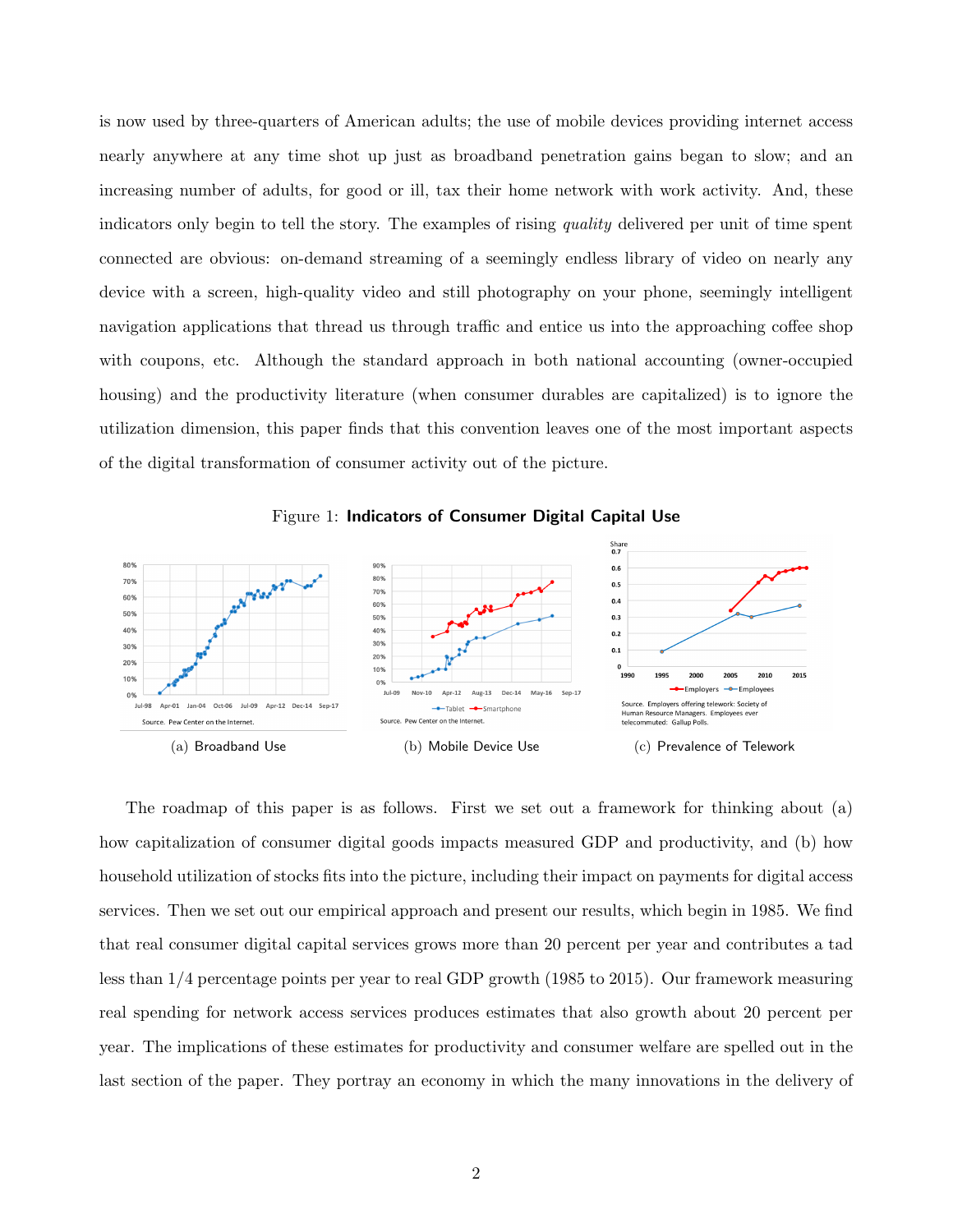is now used by three-quarters of American adults; the use of mobile devices providing internet access nearly anywhere at any time shot up just as broadband penetration gains began to slow; and an increasing number of adults, for good or ill, tax their home network with work activity. And, these indicators only begin to tell the story. The examples of rising *quality* delivered per unit of time spent connected are obvious: on-demand streaming of a seemingly endless library of video on nearly any device with a screen, high-quality video and still photography on your phone, seemingly intelligent navigation applications that thread us through traffic and entice us into the approaching coffee shop with coupons, etc. Although the standard approach in both national accounting (owner-occupied housing) and the productivity literature (when consumer durables are capitalized) is to ignore the utilization dimension, this paper finds that this convention leaves one of the most important aspects of the digital transformation of consumer activity out of the picture.

Figure 1: **Indicators of Consumer Digital Capital Use**

(a) Broadband Use

(b) Mobile Device Use

(c) Prevalence of Telework

The roadmap of this paper is as follows. First we set out a framework for thinking about (a) how capitalization of consumer digital goods impacts measured GDP and productivity, and (b) how household utilization of stocks fits into the picture, including their impact on payments for digital access services. Then we set out our empirical approach and present our results, which begin in 1985. We find that real consumer digital capital services grows more than 20 percent per year and contributes a tad less than 1/4 percentage points per year to real GDP growth (1985 to 2015). Our framework measuring real spending for network access services produces estimates that also growth about 20 percent per year. The implications of these estimates for productivity and consumer welfare are spelled out in the last section of the paper. They portray an economy in which the many innovations in the delivery of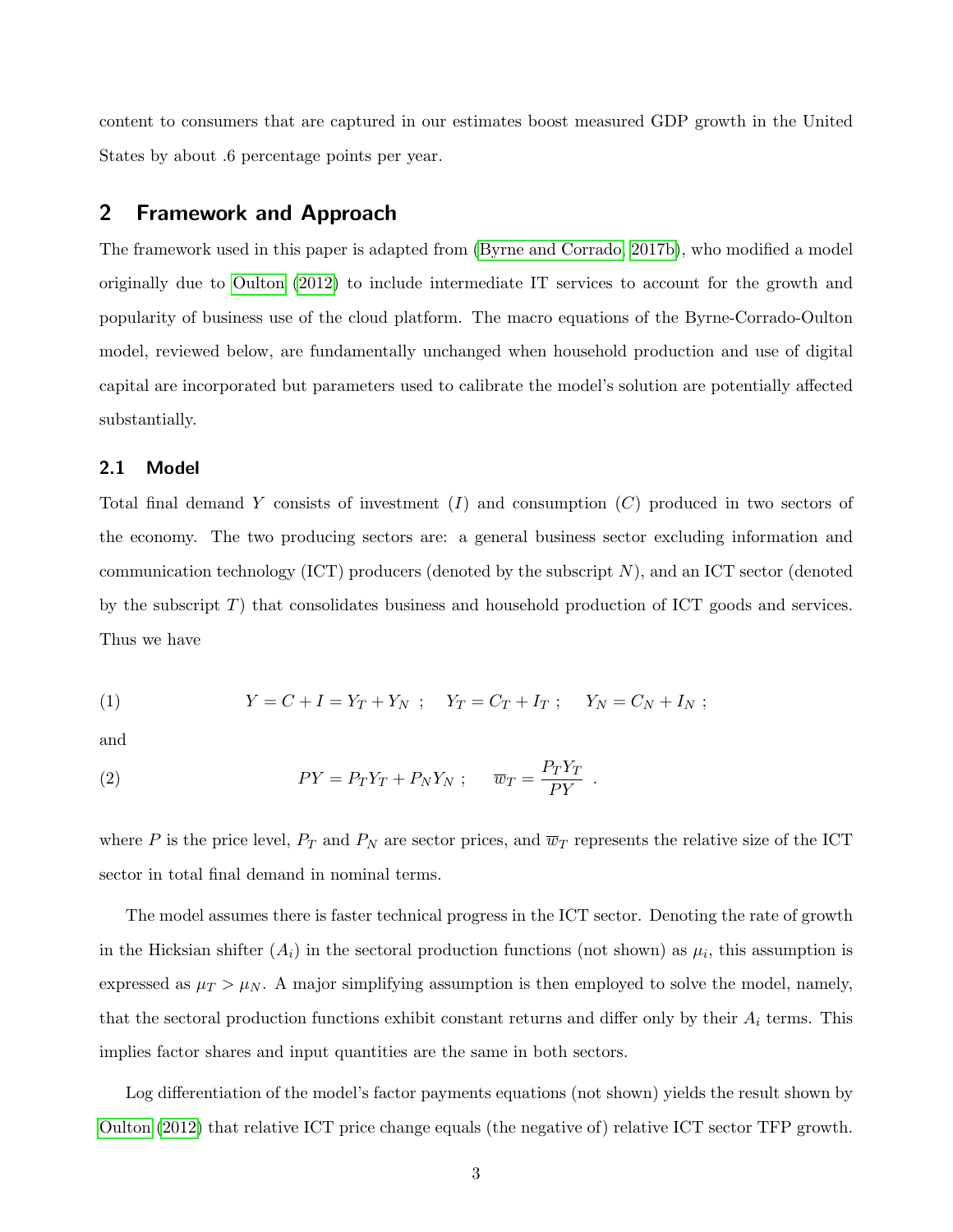content to consumers that are captured in our estimates boost measured GDP growth in the United States by about .6 percentage points per year.

## 2 Framework and Approach

The framework used in this paper is adapted from (Byrne and Corrado, 2017b), who modified a model originally due to Oulton (2012) to include intermediate IT services to account for the growth and popularity of business use of the cloud platform. The macro equations of the Byrne-Corrado-Oulton model, reviewed below, are fundamentally unchanged when household production and use of digital capital are incorporated but parameters used to calibrate the model's solution are potentially affected substantially.

### 2.1 Model

Total final demand $Y$ consists of investment ($I$) and consumption ($C$) produced in two sectors of the economy. The two producing sectors are: a general business sector excluding information and communication technology (ICT) producers (denoted by the subscript $N$), and an ICT sector (denoted by the subscript $T$) that consolidates business and household production of ICT goods and services. Thus we have

$$(1) \qquad Y = C + I = Y_T + Y_N \ ; \quad Y_T = C_T + I_T \ ; \quad Y_N = C_N + I_N \ ;$$

and

$$(2) \qquad PY = P_T Y_T + P_N Y_N \ ; \quad \overline{w}_T = \frac{P_T Y_T}{PY} \ .$$

where $P$ is the price level, $P_T$ and $P_N$ are sector prices, and $\overline{w}_T$ represents the relative size of the ICT sector in total final demand in nominal terms.

The model assumes there is faster technical progress in the ICT sector. Denoting the rate of growth in the Hicksian shifter ($A_i$) in the sectoral production functions (not shown) as $\mu_i$, this assumption is expressed as $\mu_T > \mu_N$. A major simplifying assumption is then employed to solve the model, namely, that the sectoral production functions exhibit constant returns and differ only by their $A_i$ terms. This implies factor shares and input quantities are the same in both sectors.

Log differentiation of the model's factor payments equations (not shown) yields the result shown by Oulton (2012) that relative ICT price change equals (the negative of) relative ICT sector TFP growth.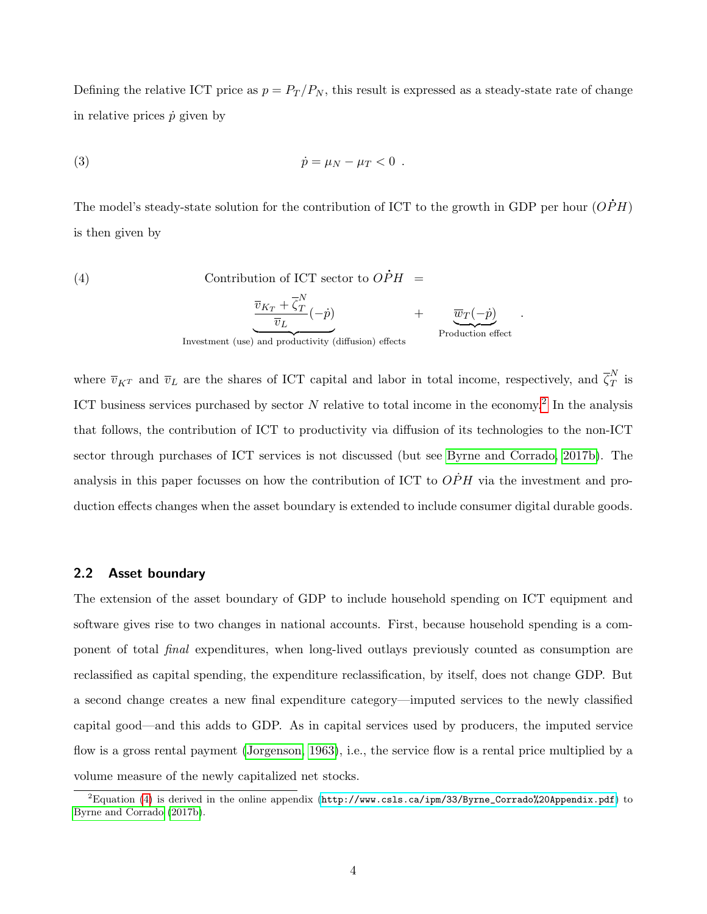Defining the relative ICT price as $p = P_T/P_N$, this result is expressed as a steady-state rate of change in relative prices $\dot{p}$ given by

$$\dot{p} = \mu_N - \mu_T < 0 \ . \tag{3}$$

The model's steady-state solution for the contribution of ICT to the growth in GDP per hour ($O\dot{P}H$) is then given by

$$\text{Contribution of ICT sector to } O\dot{P}H \ = \ \underbrace{\frac{\overline{v}_{K_T} + \overline{\zeta}_T^N}{\overline{v}_L}(-\dot{p})}_{\text{Investment (use) and productivity (diffusion) effects}} + \underbrace{\overline{w}_T(-\dot{p})}_{\text{Production effect}} \ . \tag{4}$$

where $\overline{v}_{K^T}$ and $\overline{v}_L$ are the shares of ICT capital and labor in total income, respectively, and $\overline{\zeta}_T^N$ is ICT business services purchased by sector $N$ relative to total income in the economy.[2] In the analysis that follows, the contribution of ICT to productivity via diffusion of its technologies to the non-ICT sector through purchases of ICT services is not discussed (but see Byrne and Corrado, 2017b). The analysis in this paper focusses on how the contribution of ICT to $O\dot{P}H$ via the investment and production effects changes when the asset boundary is extended to include consumer digital durable goods.

## 2.2 Asset boundary

The extension of the asset boundary of GDP to include household spending on ICT equipment and software gives rise to two changes in national accounts. First, because household spending is a component of total *final* expenditures, when long-lived outlays previously counted as consumption are reclassified as capital spending, the expenditure reclassification, by itself, does not change GDP. But a second change creates a new final expenditure category—imputed services to the newly classified capital good—and this adds to GDP. As in capital services used by producers, the imputed service flow is a gross rental payment (Jorgenson, 1963), i.e., the service flow is a rental price multiplied by a volume measure of the newly capitalized net stocks.

[2] Equation (4) is derived in the online appendix (http://www.csls.ca/ipm/33/Byrne_Corrado%20Appendix.pdf) to Byrne and Corrado (2017b).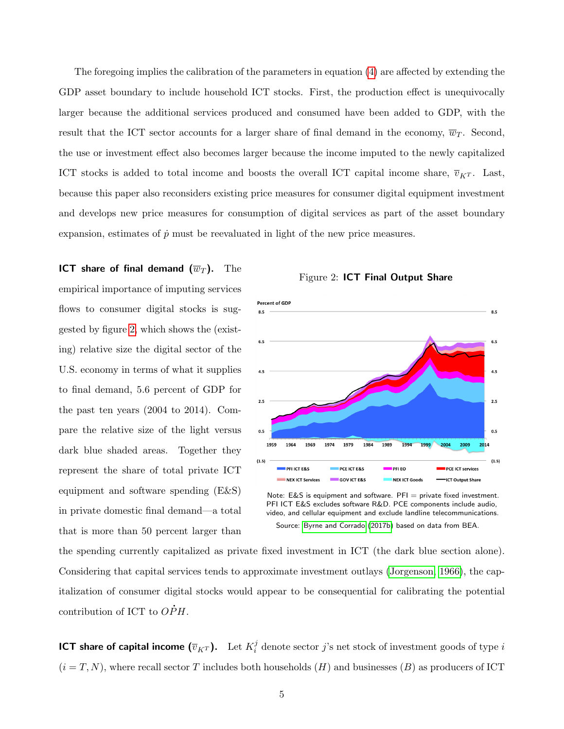The foregoing implies the calibration of the parameters in equation (4) are affected by extending the GDP asset boundary to include household ICT stocks. First, the production effect is unequivocally larger because the additional services produced and consumed have been added to GDP, with the result that the ICT sector accounts for a larger share of final demand in the economy, $\overline{w}_T$. Second, the use or investment effect also becomes larger because the income imputed to the newly capitalized ICT stocks is added to total income and boosts the overall ICT capital income share, $\overline{v}_{KT}$. Last, because this paper also reconsiders existing price measures for consumer digital equipment investment and develops new price measures for consumption of digital services as part of the asset boundary expansion, estimates of $\dot{p}$ must be reevaluated in light of the new price measures.

**ICT share of final demand ($\overline{w}_T$).** The empirical importance of imputing services flows to consumer digital stocks is suggested by figure 2, which shows the (existing) relative size the digital sector of the U.S. economy in terms of what it supplies to final demand, 5.6 percent of GDP for the past ten years (2004 to 2014). Compare the relative size of the light versus dark blue shaded areas. Together they represent the share of total private ICT equipment and software spending (E&S) in private domestic final demand—a total that is more than 50 percent larger than the spending currently capitalized as private fixed investment in ICT (the dark blue section alone). Considering that capital services tends to approximate investment outlays (Jorgenson, 1966), the capitalization of consumer digital stocks would appear to be consequential for calibrating the potential contribution of ICT to $\dot{OPH}$.

Figure 2: **ICT Final Output Share**

Note: E&S is equipment and software. PFI = private fixed investment. PFI ICT E&S excludes software R&D. PCE components include audio, video, and cellular equipment and exclude landline telecommunications.

Source: Byrne and Corrado (2017b) based on data from BEA.

**ICT share of capital income ($\overline{v}_{KT}$).** Let $K_i^j$ denote sector $j$'s net stock of investment goods of type $i$ ($i = T, N$), where recall sector $T$ includes both households ($H$) and businesses ($B$) as producers of ICT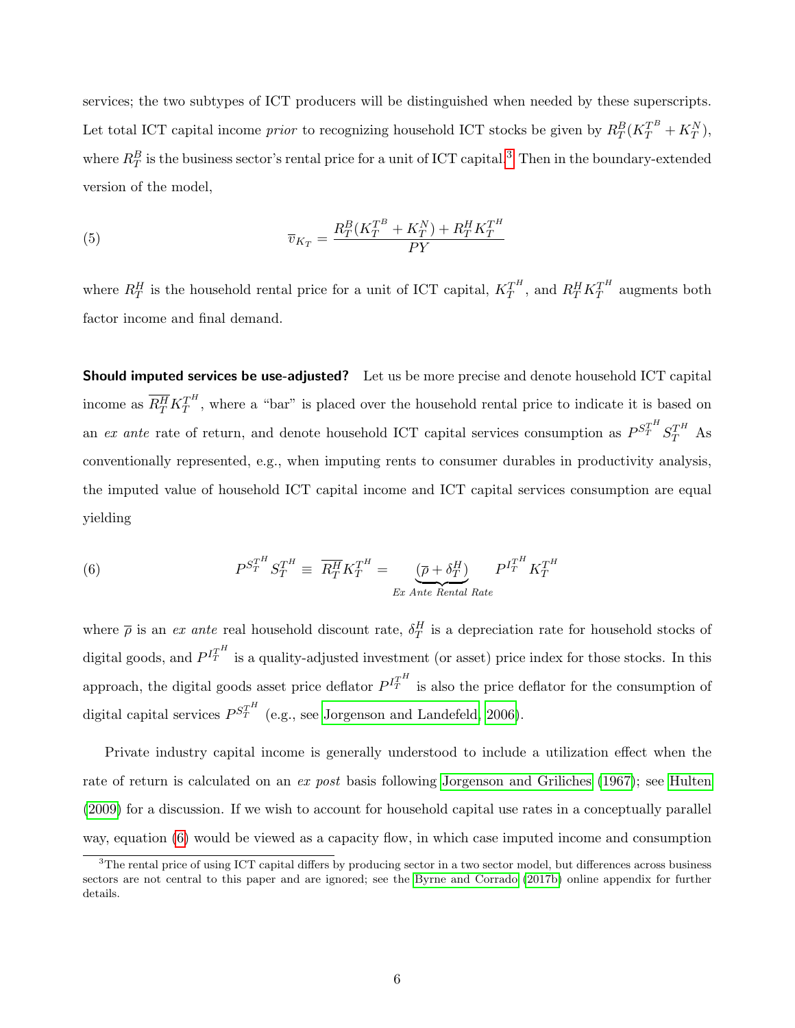services; the two subtypes of ICT producers will be distinguished when needed by these superscripts. Let total ICT capital income *prior* to recognizing household ICT stocks be given by $R^B_T(K^{T^B}_T + K^N_T)$, where $R^B_T$ is the business sector's rental price for a unit of ICT capital.[3] Then in the boundary-extended version of the model,

$$\overline{v}_{K_T} = \frac{R^B_T(K^{T^B}_T + K^N_T) + R^H_T K^{T^H}_T}{PY} \tag{5}$$

where $R^H_T$ is the household rental price for a unit of ICT capital, $K^{T^H}_T$, and $R^H_T K^{T^H}_T$ augments both factor income and final demand.

**Should imputed services be use-adjusted?** Let us be more precise and denote household ICT capital income as $\overline{R^H_T} K^{T^H}_T$, where a "bar" is placed over the household rental price to indicate it is based on an *ex ante* rate of return, and denote household ICT capital services consumption as $P^{S^{T^H}_T} S^{T^H}_T$ As conventionally represented, e.g., when imputing rents to consumer durables in productivity analysis, the imputed value of household ICT capital income and ICT capital services consumption are equal yielding

$$P^{S^{T^H}_T} S^{T^H}_T \equiv \overline{R^H_T} K^{T^H}_T = \underbrace{(\overline{\rho} + \delta^H_T)}_{Ex\ Ante\ Rental\ Rate} P^{I^{T^H}_T} K^{T^H}_T \tag{6}$$

where $\overline{\rho}$ is an *ex ante* real household discount rate, $\delta^H_T$ is a depreciation rate for household stocks of digital goods, and $P^{I^{T^H}_T}$ is a quality-adjusted investment (or asset) price index for those stocks. In this approach, the digital goods asset price deflator $P^{I^{T^H}_T}$ is also the price deflator for the consumption of digital capital services $P^{S^{T^H}_T}$ (e.g., see Jorgenson and Landefeld, 2006).

Private industry capital income is generally understood to include a utilization effect when the rate of return is calculated on an *ex post* basis following Jorgenson and Griliches (1967); see Hulten (2009) for a discussion. If we wish to account for household capital use rates in a conceptually parallel way, equation (6) would be viewed as a capacity flow, in which case imputed income and consumption

[3]The rental price of using ICT capital differs by producing sector in a two sector model, but differences across business sectors are not central to this paper and are ignored; see the Byrne and Corrado (2017b) online appendix for further details.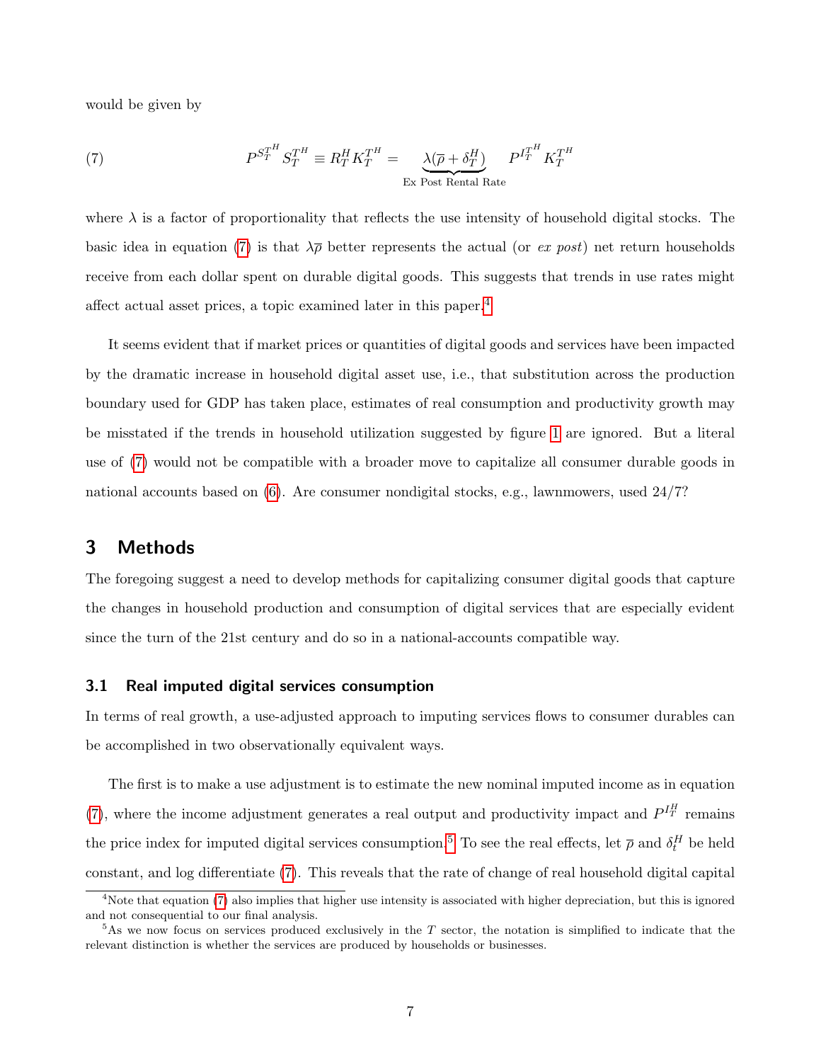would be given by

$$P^{S_T^{T^H}} S_T^{T^H} \equiv R_T^H K_T^{T^H} = \underbrace{\lambda(\overline{\rho} + \delta_T^H)}_{\text{Ex Post Rental Rate}} \quad P^{I_T^{T^H}} K_T^{T^H} \tag{7}$$

where $\lambda$ is a factor of proportionality that reflects the use intensity of household digital stocks. The basic idea in equation (7) is that $\lambda\overline{\rho}$ better represents the actual (or *ex post*) net return households receive from each dollar spent on durable digital goods. This suggests that trends in use rates might affect actual asset prices, a topic examined later in this paper.[4]

It seems evident that if market prices or quantities of digital goods and services have been impacted by the dramatic increase in household digital asset use, i.e., that substitution across the production boundary used for GDP has taken place, estimates of real consumption and productivity growth may be misstated if the trends in household utilization suggested by figure 1 are ignored. But a literal use of (7) would not be compatible with a broader move to capitalize all consumer durable goods in national accounts based on (6). Are consumer nondigital stocks, e.g., lawnmowers, used 24/7?

## 3 Methods

The foregoing suggest a need to develop methods for capitalizing consumer digital goods that capture the changes in household production and consumption of digital services that are especially evident since the turn of the 21st century and do so in a national-accounts compatible way.

### 3.1 Real imputed digital services consumption

In terms of real growth, a use-adjusted approach to imputing services flows to consumer durables can be accomplished in two observationally equivalent ways.

The first is to make a use adjustment is to estimate the new nominal imputed income as in equation (7), where the income adjustment generates a real output and productivity impact and $P^{I_T^H}$ remains the price index for imputed digital services consumption.[5] To see the real effects, let $\overline{\rho}$ and $\delta_t^H$ be held constant, and log differentiate (7). This reveals that the rate of change of real household digital capital

[4] Note that equation (7) also implies that higher use intensity is associated with higher depreciation, but this is ignored and not consequential to our final analysis.

[5] As we now focus on services produced exclusively in the $T$ sector, the notation is simplified to indicate that the relevant distinction is whether the services are produced by households or businesses.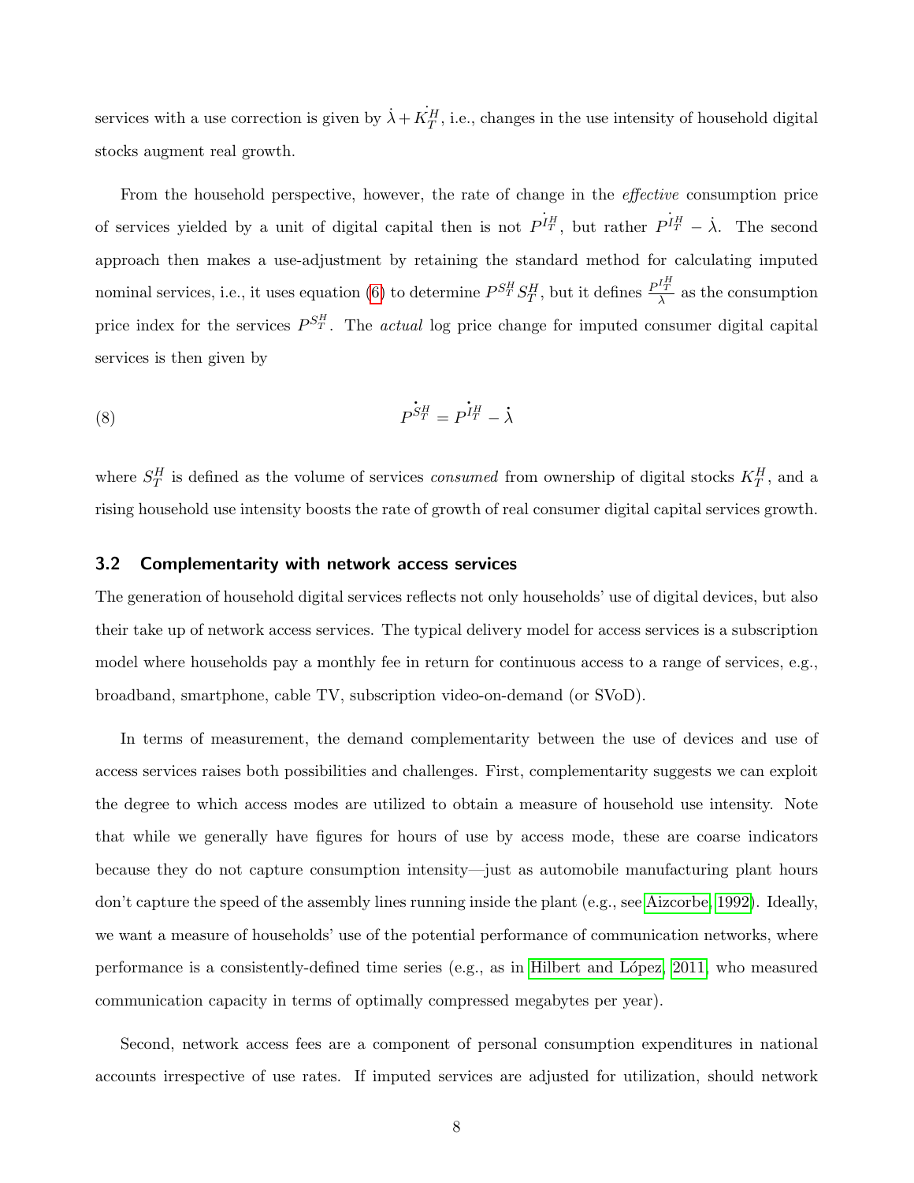services with a use correction is given by $\dot{\lambda} + \dot{K_T^H}$, i.e., changes in the use intensity of household digital stocks augment real growth.

From the household perspective, however, the rate of change in the *effective* consumption price of services yielded by a unit of digital capital then is not $\dot{P^{I_T^H}}$, but rather $\dot{P^{I_T^H}} - \dot{\lambda}$. The second approach then makes a use-adjustment by retaining the standard method for calculating imputed nominal services, i.e., it uses equation (6) to determine $P^{S_T^H} S_T^H$, but it defines $\frac{P^{I_T^H}}{\lambda}$ as the consumption price index for the services $P^{S_T^H}$. The *actual* log price change for imputed consumer digital capital services is then given by

$$\dot{P^{S_T^H}} = \dot{P^{I_T^H}} - \dot{\lambda} \tag{8}$$

where $S_T^H$ is defined as the volume of services *consumed* from ownership of digital stocks $K_T^H$, and a rising household use intensity boosts the rate of growth of real consumer digital capital services growth.

### 3.2 Complementarity with network access services

The generation of household digital services reflects not only households' use of digital devices, but also their take up of network access services. The typical delivery model for access services is a subscription model where households pay a monthly fee in return for continuous access to a range of services, e.g., broadband, smartphone, cable TV, subscription video-on-demand (or SVoD).

In terms of measurement, the demand complementarity between the use of devices and use of access services raises both possibilities and challenges. First, complementarity suggests we can exploit the degree to which access modes are utilized to obtain a measure of household use intensity. Note that while we generally have figures for hours of use by access mode, these are coarse indicators because they do not capture consumption intensity—just as automobile manufacturing plant hours don't capture the speed of the assembly lines running inside the plant (e.g., see Aizcorbe, 1992). Ideally, we want a measure of households' use of the potential performance of communication networks, where performance is a consistently-defined time series (e.g., as in Hilbert and López, 2011, who measured communication capacity in terms of optimally compressed megabytes per year).

Second, network access fees are a component of personal consumption expenditures in national accounts irrespective of use rates. If imputed services are adjusted for utilization, should network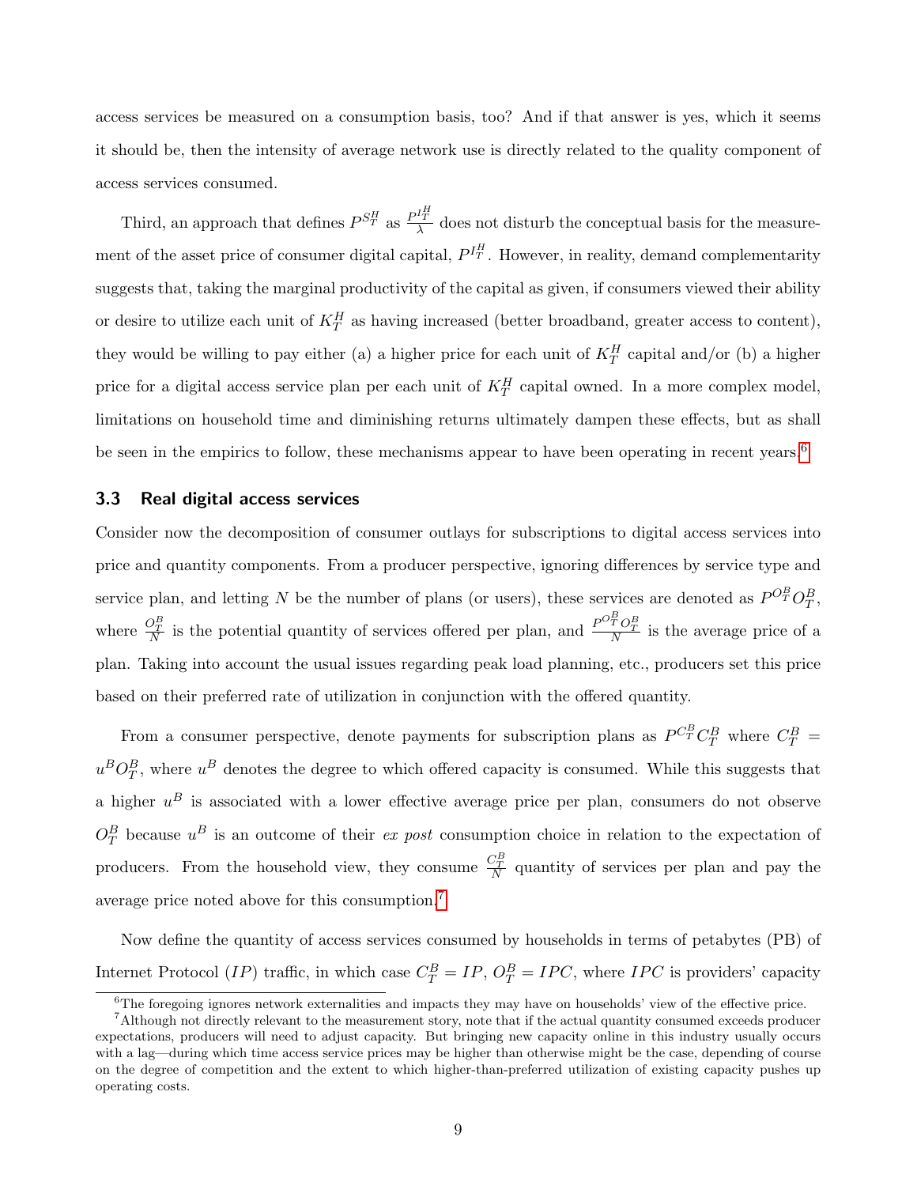access services be measured on a consumption basis, too? And if that answer is yes, which it seems it should be, then the intensity of average network use is directly related to the quality component of access services consumed.

Third, an approach that defines $P^{S_T^H}$ as $\frac{P^{I_T^H}}{\lambda}$ does not disturb the conceptual basis for the measurement of the asset price of consumer digital capital, $P^{I_T^H}$. However, in reality, demand complementarity suggests that, taking the marginal productivity of the capital as given, if consumers viewed their ability or desire to utilize each unit of $K_T^H$ as having increased (better broadband, greater access to content), they would be willing to pay either (a) a higher price for each unit of $K_T^H$ capital and/or (b) a higher price for a digital access service plan per each unit of $K_T^H$ capital owned. In a more complex model, limitations on household time and diminishing returns ultimately dampen these effects, but as shall be seen in the empirics to follow, these mechanisms appear to have been operating in recent years.[6]

### 3.3 Real digital access services

Consider now the decomposition of consumer outlays for subscriptions to digital access services into price and quantity components. From a producer perspective, ignoring differences by service type and service plan, and letting $N$ be the number of plans (or users), these services are denoted as $P^{O_T^B}O_T^B$, where $\frac{O_T^B}{N}$ is the potential quantity of services offered per plan, and $\frac{P^{O_T^B}O_T^B}{N}$ is the average price of a plan. Taking into account the usual issues regarding peak load planning, etc., producers set this price based on their preferred rate of utilization in conjunction with the offered quantity.

From a consumer perspective, denote payments for subscription plans as $P^{C_T^B}C_T^B$ where $C_T^B = u^B O_T^B$, where $u^B$ denotes the degree to which offered capacity is consumed. While this suggests that a higher $u^B$ is associated with a lower effective average price per plan, consumers do not observe $O_T^B$ because $u^B$ is an outcome of their *ex post* consumption choice in relation to the expectation of producers. From the household view, they consume $\frac{C_T^B}{N}$ quantity of services per plan and pay the average price noted above for this consumption.[7]

Now define the quantity of access services consumed by households in terms of petabytes (PB) of Internet Protocol ($IP$) traffic, in which case $C_T^B = IP$, $O_T^B = IPC$, where $IPC$ is providers' capacity

[6] The foregoing ignores network externalities and impacts they may have on households' view of the effective price.

[7] Although not directly relevant to the measurement story, note that if the actual quantity consumed exceeds producer expectations, producers will need to adjust capacity. But bringing new capacity online in this industry usually occurs with a lag—during which time access service prices may be higher than otherwise might be the case, depending of course on the degree of competition and the extent to which higher-than-preferred utilization of existing capacity pushes up operating costs.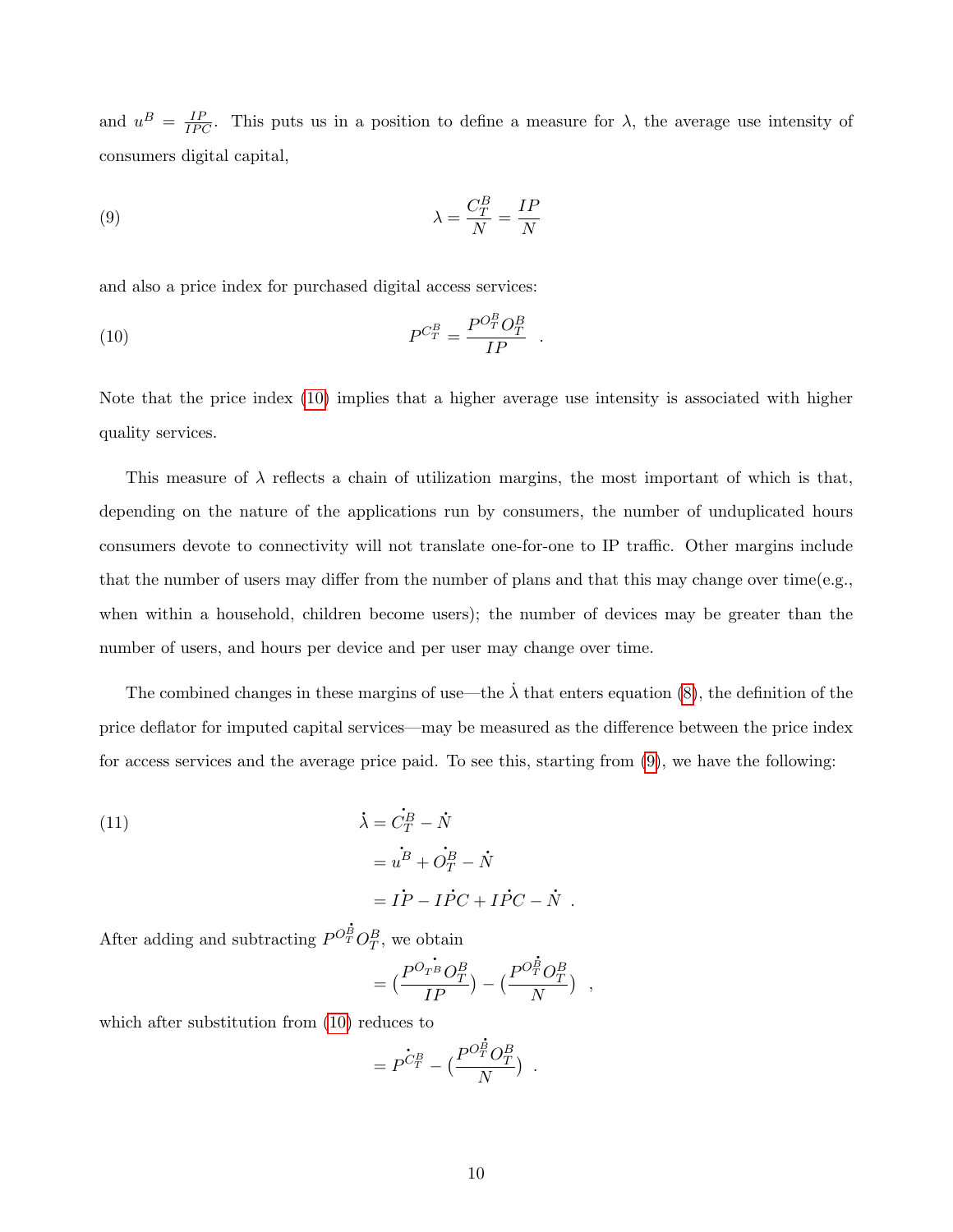and $u^B = \frac{IP}{IPC}$. This puts us in a position to define a measure for $\lambda$, the average use intensity of consumers digital capital,

$$\lambda = \frac{C_T^B}{N} = \frac{IP}{N} \tag{9}$$

and also a price index for purchased digital access services:

$$P^{C_T^B} = \frac{P^{O_T^B} O_T^B}{IP} \quad . \tag{10}$$

Note that the price index (10) implies that a higher average use intensity is associated with higher quality services.

This measure of $\lambda$ reflects a chain of utilization margins, the most important of which is that, depending on the nature of the applications run by consumers, the number of unduplicated hours consumers devote to connectivity will not translate one-for-one to IP traffic. Other margins include that the number of users may differ from the number of plans and that this may change over time(e.g., when within a household, children become users); the number of devices may be greater than the number of users, and hours per device and per user may change over time.

The combined changes in these margins of use—the $\dot{\lambda}$ that enters equation (8), the definition of the price deflator for imputed capital services—may be measured as the difference between the price index for access services and the average price paid. To see this, starting from (9), we have the following:

$$\begin{aligned}
\dot{\lambda} &= \dot{C_T^B} - \dot{N} \\
&= \dot{u^B} + \dot{O_T^B} - \dot{N} \\
&= \dot{IP} - \dot{IPC} + \dot{IPC} - \dot{N} \ .
\end{aligned} \tag{11}$$

After adding and subtracting $P^{\dot{O_T^B}} O_T^B$, we obtain

$$= (\frac{P^{\dot{O_T{}^B}} O_T^B}{IP}) - (\frac{P^{\dot{O_T^B}} O_T^B}{N}) \ ,$$

which after substitution from (10) reduces to

$$= P^{\dot{C_T^B}} - (\frac{P^{\dot{O_T^B}} O_T^B}{N}) \ .$$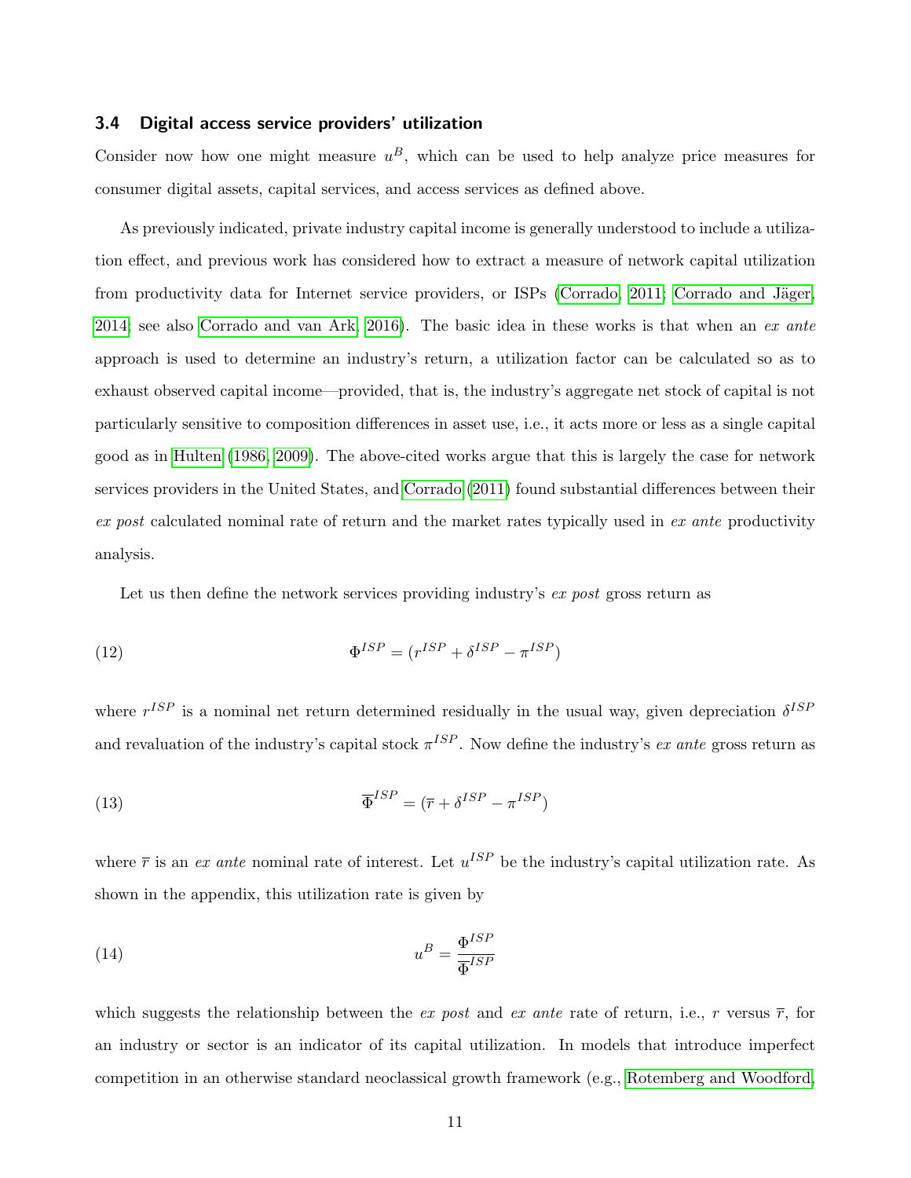### 3.4 Digital access service providers' utilization

Consider now how one might measure $u^B$, which can be used to help analyze price measures for consumer digital assets, capital services, and access services as defined above.

As previously indicated, private industry capital income is generally understood to include a utilization effect, and previous work has considered how to extract a measure of network capital utilization from productivity data for Internet service providers, or ISPs (Corrado, 2011; Corrado and Jäger, 2014; see also Corrado and van Ark, 2016). The basic idea in these works is that when an *ex ante* approach is used to determine an industry's return, a utilization factor can be calculated so as to exhaust observed capital income—provided, that is, the industry's aggregate net stock of capital is not particularly sensitive to composition differences in asset use, i.e., it acts more or less as a single capital good as in Hulten (1986, 2009). The above-cited works argue that this is largely the case for network services providers in the United States, and Corrado (2011) found substantial differences between their *ex post* calculated nominal rate of return and the market rates typically used in *ex ante* productivity analysis.

Let us then define the network services providing industry's *ex post* gross return as

$$\Phi^{ISP} = (r^{ISP} + \delta^{ISP} - \pi^{ISP}) \tag{12}$$

where $r^{ISP}$ is a nominal net return determined residually in the usual way, given depreciation $\delta^{ISP}$ and revaluation of the industry's capital stock $\pi^{ISP}$. Now define the industry's *ex ante* gross return as

$$\overline{\Phi}^{ISP} = (\overline{r} + \delta^{ISP} - \pi^{ISP}) \tag{13}$$

where $\overline{r}$ is an *ex ante* nominal rate of interest. Let $u^{ISP}$ be the industry's capital utilization rate. As shown in the appendix, this utilization rate is given by

$$u^B = \frac{\Phi^{ISP}}{\overline{\Phi}^{ISP}} \tag{14}$$

which suggests the relationship between the *ex post* and *ex ante* rate of return, i.e., $r$ versus $\overline{r}$, for an industry or sector is an indicator of its capital utilization. In models that introduce imperfect competition in an otherwise standard neoclassical growth framework (e.g., Rotemberg and Woodford,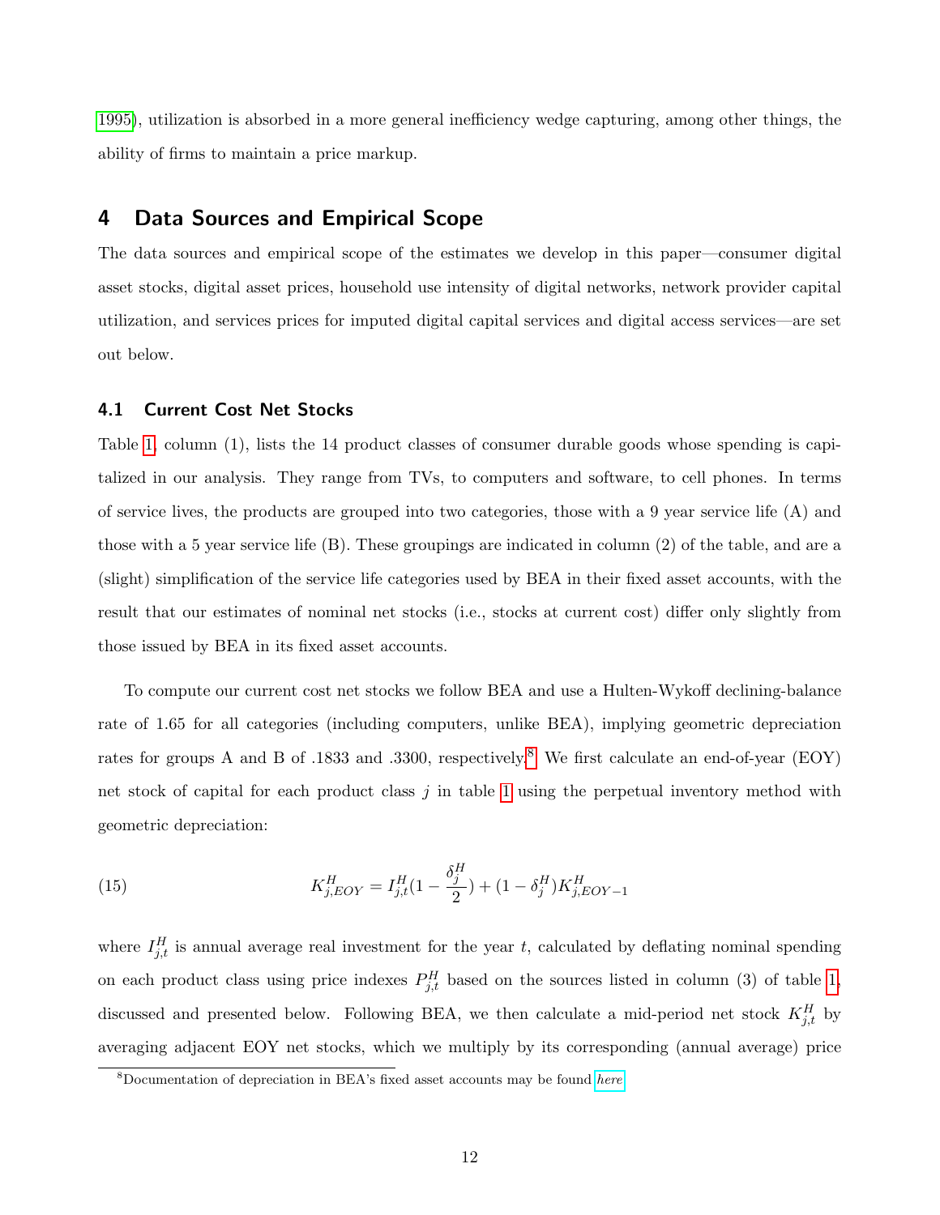1995), utilization is absorbed in a more general inefficiency wedge capturing, among other things, the ability of firms to maintain a price markup.

## 4 Data Sources and Empirical Scope

The data sources and empirical scope of the estimates we develop in this paper—consumer digital asset stocks, digital asset prices, household use intensity of digital networks, network provider capital utilization, and services prices for imputed digital capital services and digital access services—are set out below.

### 4.1 Current Cost Net Stocks

Table 1, column (1), lists the 14 product classes of consumer durable goods whose spending is capitalized in our analysis. They range from TVs, to computers and software, to cell phones. In terms of service lives, the products are grouped into two categories, those with a 9 year service life (A) and those with a 5 year service life (B). These groupings are indicated in column (2) of the table, and are a (slight) simplification of the service life categories used by BEA in their fixed asset accounts, with the result that our estimates of nominal net stocks (i.e., stocks at current cost) differ only slightly from those issued by BEA in its fixed asset accounts.

To compute our current cost net stocks we follow BEA and use a Hulten-Wykoff declining-balance rate of 1.65 for all categories (including computers, unlike BEA), implying geometric depreciation rates for groups A and B of .1833 and .3300, respectively.[8] We first calculate an end-of-year (EOY) net stock of capital for each product class $j$ in table 1 using the perpetual inventory method with geometric depreciation:

$$K^H_{j,EOY} = I^H_{j,t}(1 - \frac{\delta^H_j}{2}) + (1 - \delta^H_j)K^H_{j,EOY-1} \tag{15}$$

where $I^H_{j,t}$ is annual average real investment for the year $t$, calculated by deflating nominal spending on each product class using price indexes $P^H_{j,t}$ based on the sources listed in column (3) of table 1, discussed and presented below. Following BEA, we then calculate a mid-period net stock $K^H_{j,t}$ by averaging adjacent EOY net stocks, which we multiply by its corresponding (annual average) price

[8] Documentation of depreciation in BEA's fixed asset accounts may be found *here*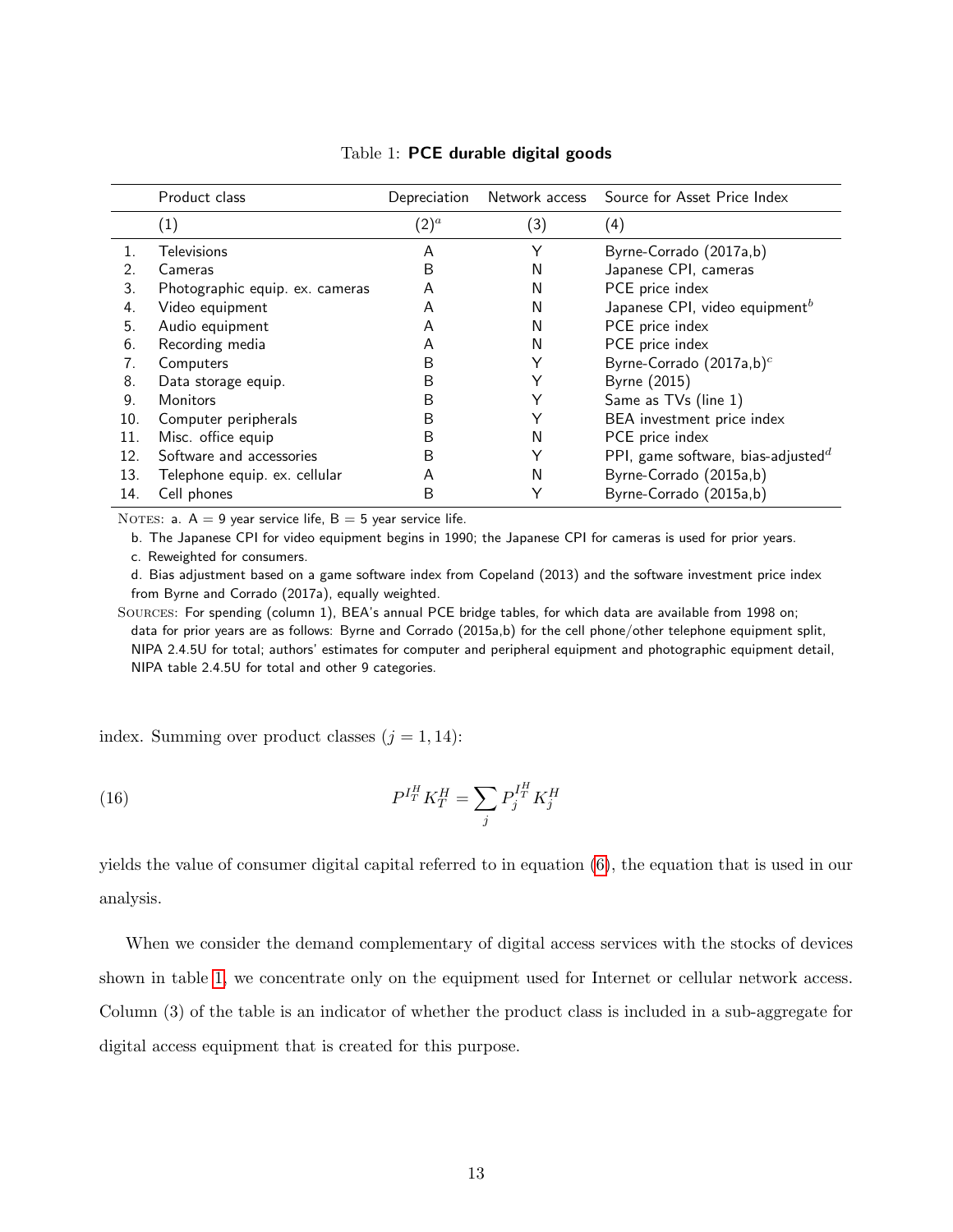Table 1: **PCE durable digital goods**

| | Product class | Depreciation | Network access | Source for Asset Price Index |
|---|---|---|---|---|
| | (1) | (2)[a] | (3) | (4) |
| 1. | Televisions | A | Y | Byrne-Corrado (2017a,b) |
| 2. | Cameras | B | N | Japanese CPI, cameras |
| 3. | Photographic equip. ex. cameras | A | N | PCE price index |
| 4. | Video equipment | A | N | Japanese CPI, video equipment[b] |
| 5. | Audio equipment | A | N | PCE price index |
| 6. | Recording media | A | N | PCE price index |
| 7. | Computers | B | Y | Byrne-Corrado (2017a,b)[c] |
| 8. | Data storage equip. | B | Y | Byrne (2015) |
| 9. | Monitors | B | Y | Same as TVs (line 1) |
| 10. | Computer peripherals | B | Y | BEA investment price index |
| 11. | Misc. office equip | B | N | PCE price index |
| 12. | Software and accessories | B | Y | PPI, game software, bias-adjusted[d] |
| 13. | Telephone equip. ex. cellular | A | N | Byrne-Corrado (2015a,b) |
| 14. | Cell phones | B | Y | Byrne-Corrado (2015a,b) |

NOTES: a. A = 9 year service life, B = 5 year service life.

b. The Japanese CPI for video equipment begins in 1990; the Japanese CPI for cameras is used for prior years.

c. Reweighted for consumers.

d. Bias adjustment based on a game software index from Copeland (2013) and the software investment price index from Byrne and Corrado (2017a), equally weighted.

SOURCES: For spending (column 1), BEA's annual PCE bridge tables, for which data are available from 1998 on; data for prior years are as follows: Byrne and Corrado (2015a,b) for the cell phone/other telephone equipment split, NIPA 2.4.5U for total; authors' estimates for computer and peripheral equipment and photographic equipment detail, NIPA table 2.4.5U for total and other 9 categories.

index. Summing over product classes ($j = 1, 14$):

$$P^{I_T^H} K_T^H = \sum_j P_j^{I_T^H} K_j^H \tag{16}$$

yields the value of consumer digital capital referred to in equation (6), the equation that is used in our analysis.

When we consider the demand complementary of digital access services with the stocks of devices shown in table 1, we concentrate only on the equipment used for Internet or cellular network access. Column (3) of the table is an indicator of whether the product class is included in a sub-aggregate for digital access equipment that is created for this purpose.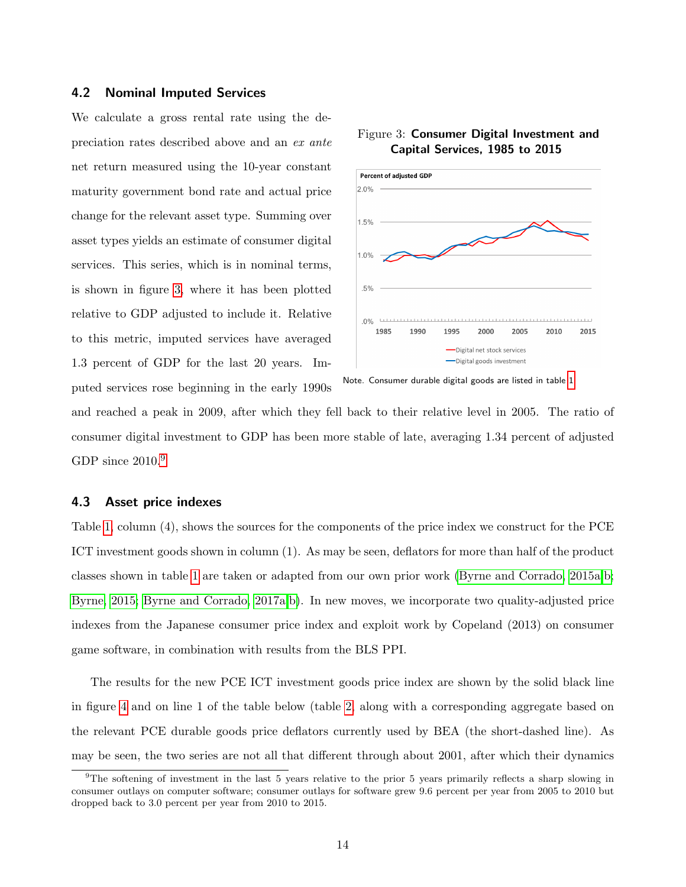### 4.2 Nominal Imputed Services

We calculate a gross rental rate using the depreciation rates described above and an *ex ante* net return measured using the 10-year constant maturity government bond rate and actual price change for the relevant asset type. Summing over asset types yields an estimate of consumer digital services. This series, which is in nominal terms, is shown in figure 3, where it has been plotted relative to GDP adjusted to include it. Relative to this metric, imputed services have averaged 1.3 percent of GDP for the last 20 years. Imputed services rose beginning in the early 1990s and reached a peak in 2009, after which they fell back to their relative level in 2005. The ratio of consumer digital investment to GDP has been more stable of late, averaging 1.34 percent of adjusted GDP since 2010.[9]

Figure 3: **Consumer Digital Investment and Capital Services, 1985 to 2015**

Note. Consumer durable digital goods are listed in table 1.

### 4.3 Asset price indexes

Table 1, column (4), shows the sources for the components of the price index we construct for the PCE ICT investment goods shown in column (1). As may be seen, deflators for more than half of the product classes shown in table 1 are taken or adapted from our own prior work (Byrne and Corrado, 2015a,b; Byrne, 2015; Byrne and Corrado, 2017a,b). In new moves, we incorporate two quality-adjusted price indexes from the Japanese consumer price index and exploit work by Copeland (2013) on consumer game software, in combination with results from the BLS PPI.

The results for the new PCE ICT investment goods price index are shown by the solid black line in figure 4 and on line 1 of the table below (table 2) along with a corresponding aggregate based on the relevant PCE durable goods price deflators currently used by BEA (the short-dashed line). As may be seen, the two series are not all that different through about 2001, after which their dynamics

[9] The softening of investment in the last 5 years relative to the prior 5 years primarily reflects a sharp slowing in consumer outlays on computer software; consumer outlays for software grew 9.6 percent per year from 2005 to 2010 but dropped back to 3.0 percent per year from 2010 to 2015.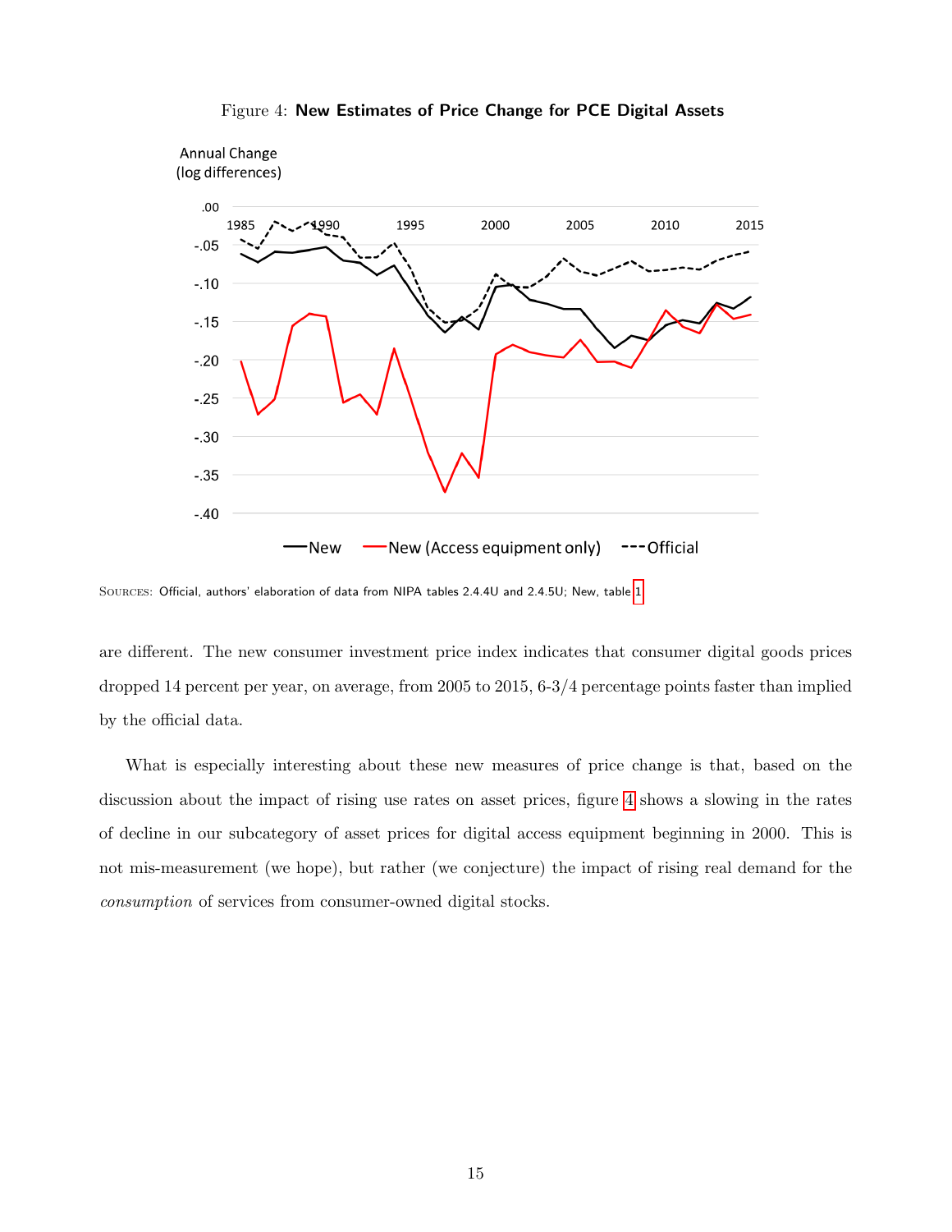Figure 4: **New Estimates of Price Change for PCE Digital Assets**

SOURCES: Official, authors' elaboration of data from NIPA tables 2.4.4U and 2.4.5U; New, table 1

are different. The new consumer investment price index indicates that consumer digital goods prices dropped 14 percent per year, on average, from 2005 to 2015, 6-3/4 percentage points faster than implied by the official data.

What is especially interesting about these new measures of price change is that, based on the discussion about the impact of rising use rates on asset prices, figure 4 shows a slowing in the rates of decline in our subcategory of asset prices for digital access equipment beginning in 2000. This is not mis-measurement (we hope), but rather (we conjecture) the impact of rising real demand for the *consumption* of services from consumer-owned digital stocks.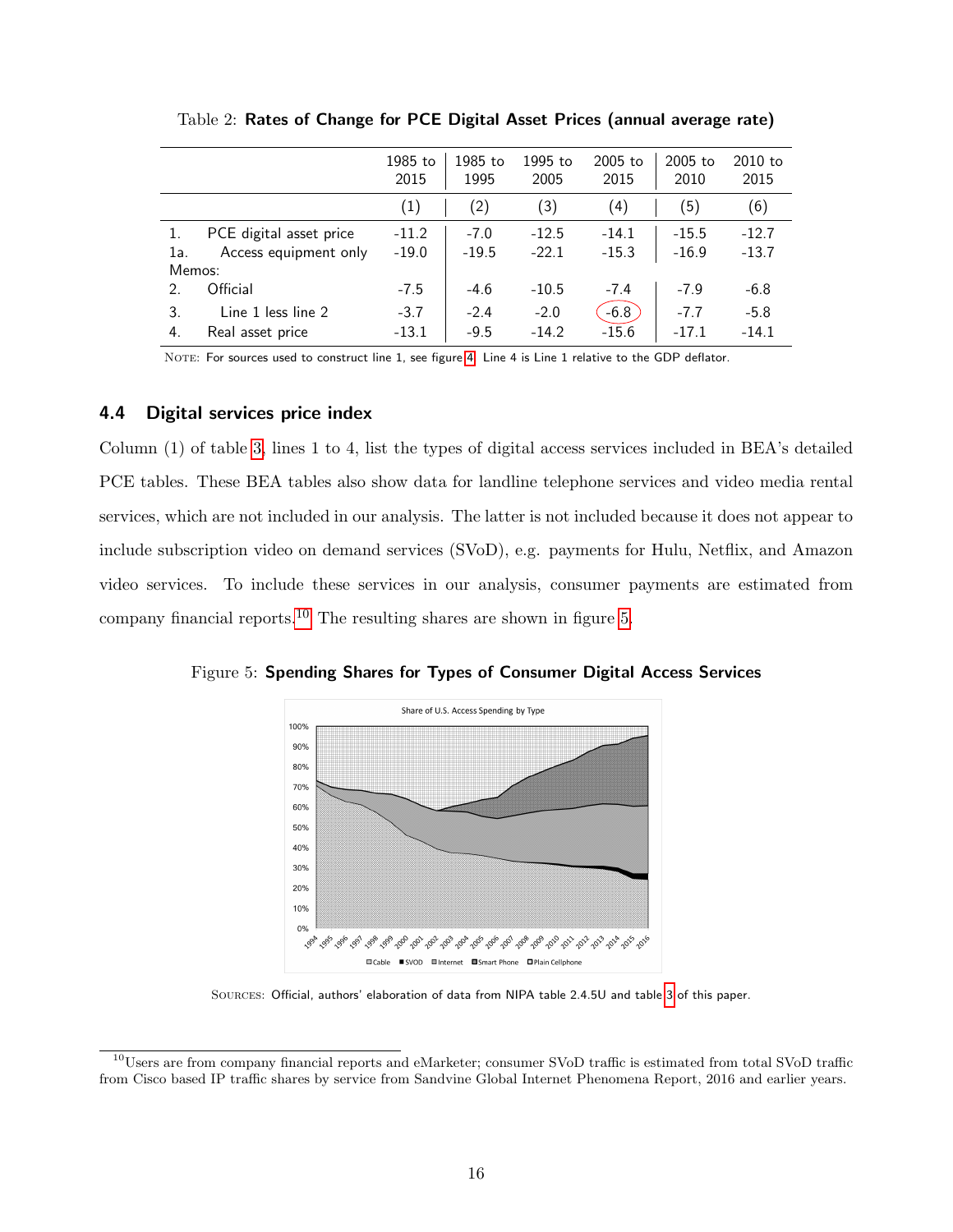Table 2: **Rates of Change for PCE Digital Asset Prices (annual average rate)**

| | | 1985 to 2015 | 1985 to 1995 | 1995 to 2005 | 2005 to 2015 | 2005 to 2010 | 2010 to 2015 |
|---|---|---|---|---|---|---|---|
| | | (1) | (2) | (3) | (4) | (5) | (6) |
| 1. | PCE digital asset price | -11.2 | -7.0 | -12.5 | -14.1 | -15.5 | -12.7 |
| 1a. | Access equipment only | -19.0 | -19.5 | -22.1 | -15.3 | -16.9 | -13.7 |
| Memos: | | | | | | | |
| 2. | Official | -7.5 | -4.6 | -10.5 | -7.4 | -7.9 | -6.8 |
| 3. | Line 1 less line 2 | -3.7 | -2.4 | -2.0 | -6.8 | -7.7 | -5.8 |
| 4. | Real asset price | -13.1 | -9.5 | -14.2 | -15.6 | -17.1 | -14.1 |

NOTE: For sources used to construct line 1, see figure 4. Line 4 is Line 1 relative to the GDP deflator.

### 4.4 Digital services price index

Column (1) of table 3, lines 1 to 4, list the types of digital access services included in BEA's detailed PCE tables. These BEA tables also show data for landline telephone services and video media rental services, which are not included in our analysis. The latter is not included because it does not appear to include subscription video on demand services (SVoD), e.g. payments for Hulu, Netflix, and Amazon video services. To include these services in our analysis, consumer payments are estimated from company financial reports.[10] The resulting shares are shown in figure 5.

Figure 5: **Spending Shares for Types of Consumer Digital Access Services**

SOURCES: Official, authors' elaboration of data from NIPA table 2.4.5U and table 3 of this paper.

[10] Users are from company financial reports and eMarketer; consumer SVoD traffic is estimated from total SVoD traffic from Cisco based IP traffic shares by service from Sandvine Global Internet Phenomena Report, 2016 and earlier years.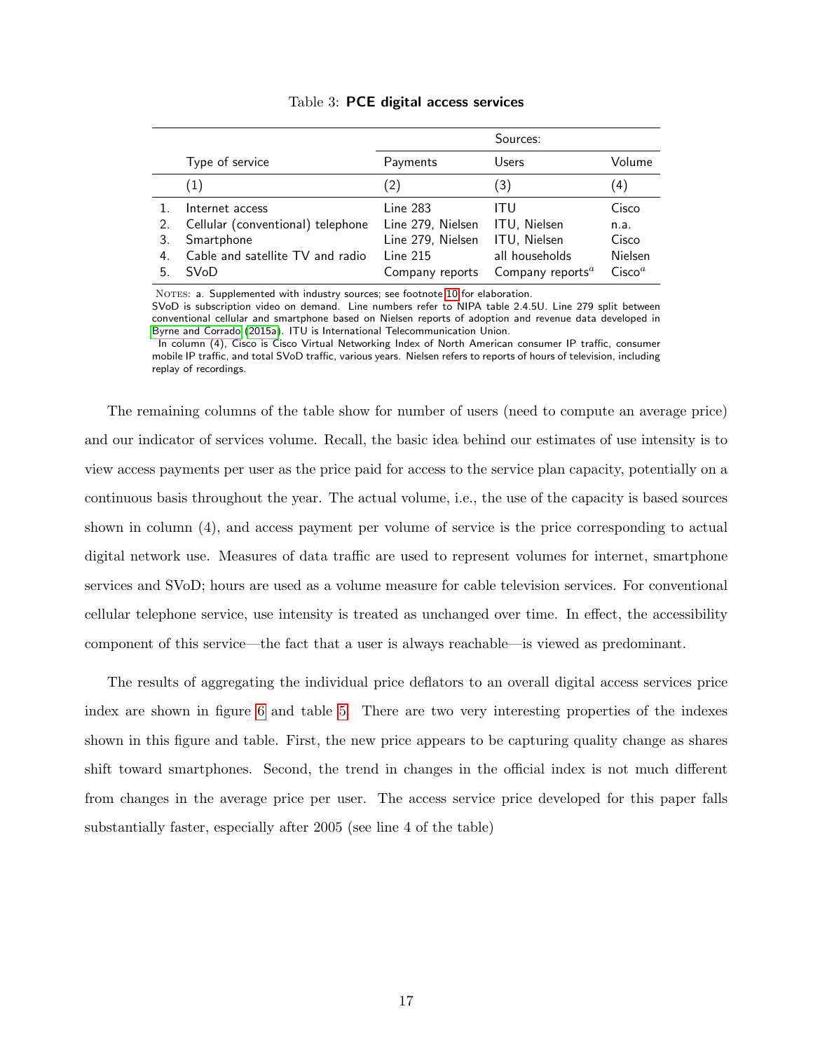Table 3: **PCE digital access services**

| | | Sources: | | |
|---|---|---|---|---|
| | Type of service | Payments | Users | Volume |
| | (1) | (2) | (3) | (4) |
| 1. | Internet access | Line 283 | ITU | Cisco |
| 2. | Cellular (conventional) telephone | Line 279, Nielsen | ITU, Nielsen | n.a. |
| 3. | Smartphone | Line 279, Nielsen | ITU, Nielsen | Cisco |
| 4. | Cable and satellite TV and radio | Line 215 | all households | Nielsen |
| 5. | SVoD | Company reports | Company reports[a] | Cisco[a] |

NOTES: a. Supplemented with industry sources; see footnote 10 for elaboration.
SVoD is subscription video on demand. Line numbers refer to NIPA table 2.4.5U. Line 279 split between conventional cellular and smartphone based on Nielsen reports of adoption and revenue data developed in Byrne and Corrado (2015a). ITU is International Telecommunication Union.
In column (4), Cisco is Cisco Virtual Networking Index of North American consumer IP traffic, consumer mobile IP traffic, and total SVoD traffic, various years. Nielsen refers to reports of hours of television, including replay of recordings.

The remaining columns of the table show for number of users (need to compute an average price) and our indicator of services volume. Recall, the basic idea behind our estimates of use intensity is to view access payments per user as the price paid for access to the service plan capacity, potentially on a continuous basis throughout the year. The actual volume, i.e., the use of the capacity is based sources shown in column (4), and access payment per volume of service is the price corresponding to actual digital network use. Measures of data traffic are used to represent volumes for internet, smartphone services and SVoD; hours are used as a volume measure for cable television services. For conventional cellular telephone service, use intensity is treated as unchanged over time. In effect, the accessibility component of this service—the fact that a user is always reachable—is viewed as predominant.

The results of aggregating the individual price deflators to an overall digital access services price index are shown in figure 6 and table 5. There are two very interesting properties of the indexes shown in this figure and table. First, the new price appears to be capturing quality change as shares shift toward smartphones. Second, the trend in changes in the official index is not much different from changes in the average price per user. The access service price developed for this paper falls substantially faster, especially after 2005 (see line 4 of the table)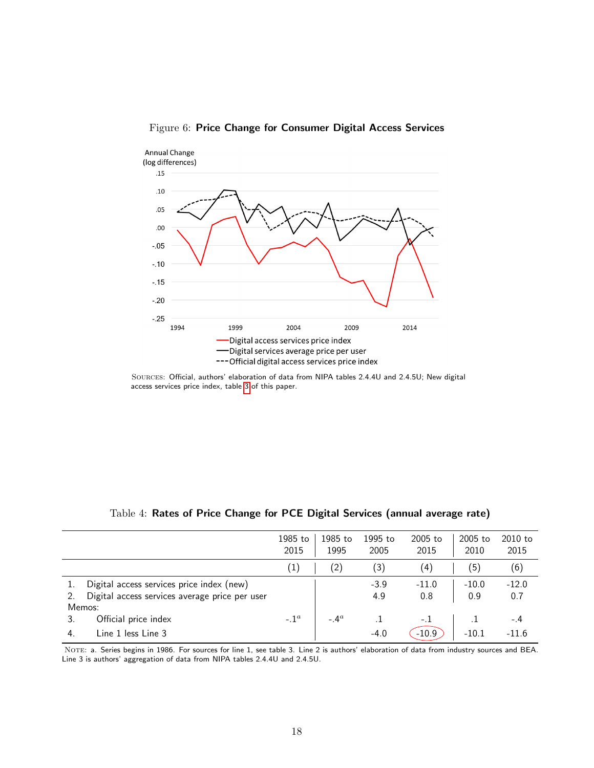Figure 6: **Price Change for Consumer Digital Access Services**

Sources: Official, authors' elaboration of data from NIPA tables 2.4.4U and 2.4.5U; New digital access services price index, table 3 of this paper.

Table 4: **Rates of Price Change for PCE Digital Services (annual average rate)**

| | 1985 to 2015 | 1985 to 1995 | 1995 to 2005 | 2005 to 2015 | 2005 to 2010 | 2010 to 2015 |
|---|---|---|---|---|---|---|
| | (1) | (2) | (3) | (4) | (5) | (6) |
| 1. Digital access services price index (new) | | | -3.9 | -11.0 | -10.0 | -12.0 |
| 2. Digital access services average price per user | | | 4.9 | 0.8 | 0.9 | 0.7 |
| Memos: | | | | | | |
| 3. Official price index | -.1[a] | -.4[a] | .1 | -.1 | .1 | -.4 |
| 4. Line 1 less Line 3 | | | -4.0 | -10.9 | -10.1 | -11.6 |

Note: a. Series begins in 1986. For sources for line 1, see table 3. Line 2 is authors' elaboration of data from industry sources and BEA. Line 3 is authors' aggregation of data from NIPA tables 2.4.4U and 2.4.5U.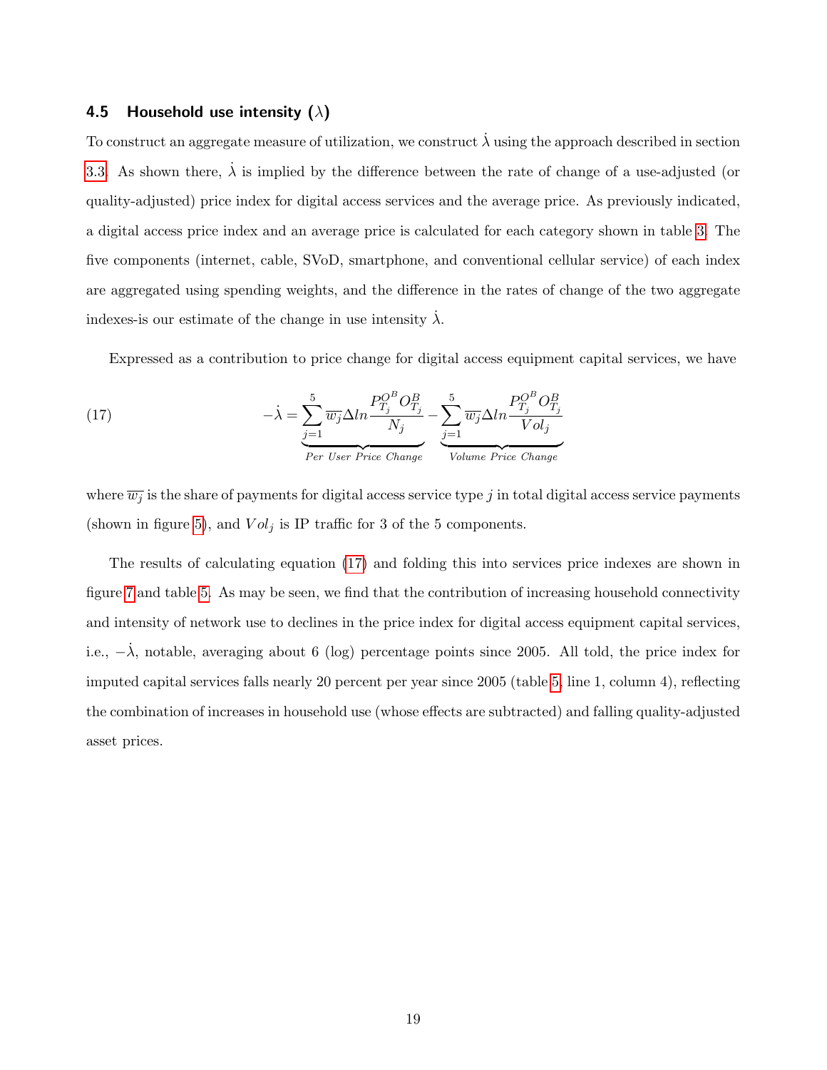### 4.5 Household use intensity ($\lambda$)

To construct an aggregate measure of utilization, we construct $\dot{\lambda}$ using the approach described in section 3.3. As shown there, $\dot{\lambda}$ is implied by the difference between the rate of change of a use-adjusted (or quality-adjusted) price index for digital access services and the average price. As previously indicated, a digital access price index and an average price is calculated for each category shown in table 3. The five components (internet, cable, SVoD, smartphone, and conventional cellular service) of each index are aggregated using spending weights, and the difference in the rates of change of the two aggregate indexes-is our estimate of the change in use intensity $\dot{\lambda}$.

Expressed as a contribution to price change for digital access equipment capital services, we have

$$
-\dot{\lambda} = \underbrace{\sum_{j=1}^{5} \overline{w_j} \Delta ln \frac{P_{T_j}^{O^B} O_{T_j}^{B}}{N_j}}_{Per\ User\ Price\ Change} - \underbrace{\sum_{j=1}^{5} \overline{w_j} \Delta ln \frac{P_{T_j}^{O^B} O_{T_j}^{B}}{Vol_j}}_{Volume\ Price\ Change} \tag{17}
$$

where $\overline{w_j}$ is the share of payments for digital access service type $j$ in total digital access service payments (shown in figure 5), and $Vol_j$ is IP traffic for 3 of the 5 components.

The results of calculating equation (17) and folding this into services price indexes are shown in figure 7 and table 5. As may be seen, we find that the contribution of increasing household connectivity and intensity of network use to declines in the price index for digital access equipment capital services, i.e., $-\dot{\lambda}$, notable, averaging about 6 (log) percentage points since 2005. All told, the price index for imputed capital services falls nearly 20 percent per year since 2005 (table 5, line 1, column 4), reflecting the combination of increases in household use (whose effects are subtracted) and falling quality-adjusted asset prices.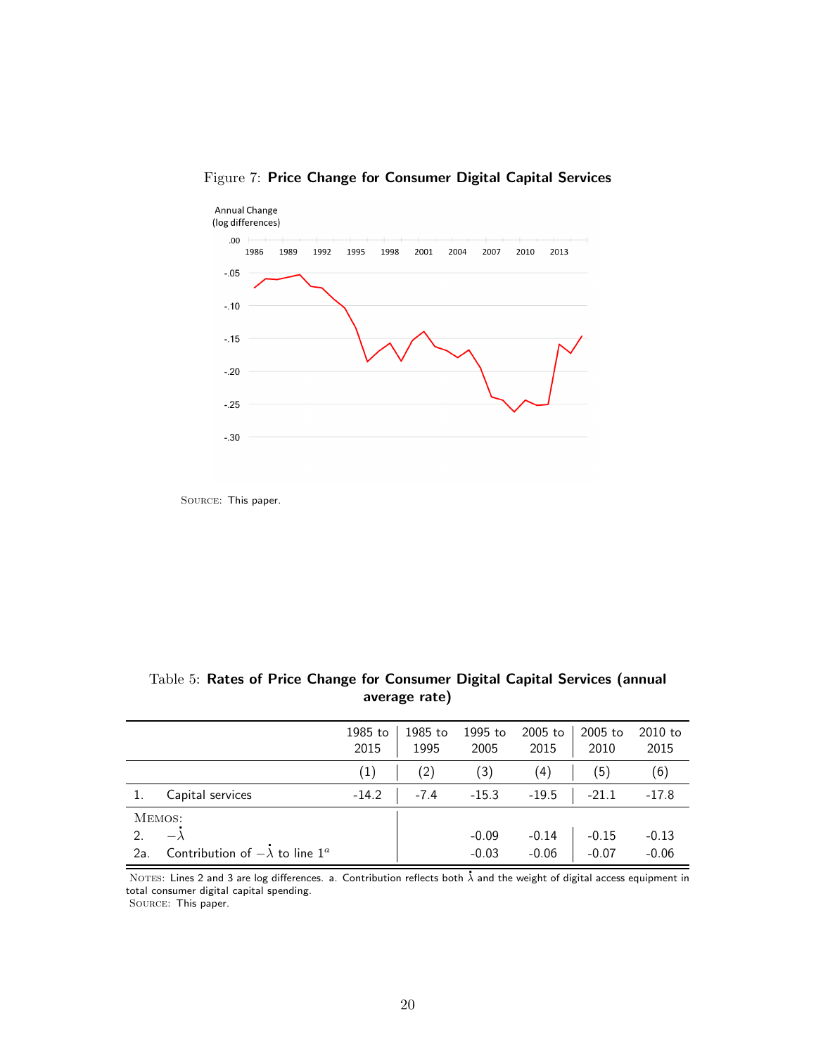Figure 7: **Price Change for Consumer Digital Capital Services**

SOURCE: This paper.

Table 5: **Rates of Price Change for Consumer Digital Capital Services (annual average rate)**

| | | 1985 to 2015 | 1985 to 1995 | 1995 to 2005 | 2005 to 2015 | 2005 to 2010 | 2010 to 2015 |
|---|---|---|---|---|---|---|---|
| | | (1) | (2) | (3) | (4) | (5) | (6) |
| 1. | Capital services | -14.2 | -7.4 | -15.3 | -19.5 | -21.1 | -17.8 |
| MEMOS: | | | | | | | |
| 2. | $-\dot{\lambda}$ | | | -0.09 | -0.14 | -0.15 | -0.13 |
| 2a. | Contribution of $-\dot{\lambda}$ to line 1[a] | | | -0.03 | -0.06 | -0.07 | -0.06 |

NOTES: Lines 2 and 3 are log differences. a. Contribution reflects both $\dot{\lambda}$ and the weight of digital access equipment in total consumer digital capital spending.
SOURCE: This paper.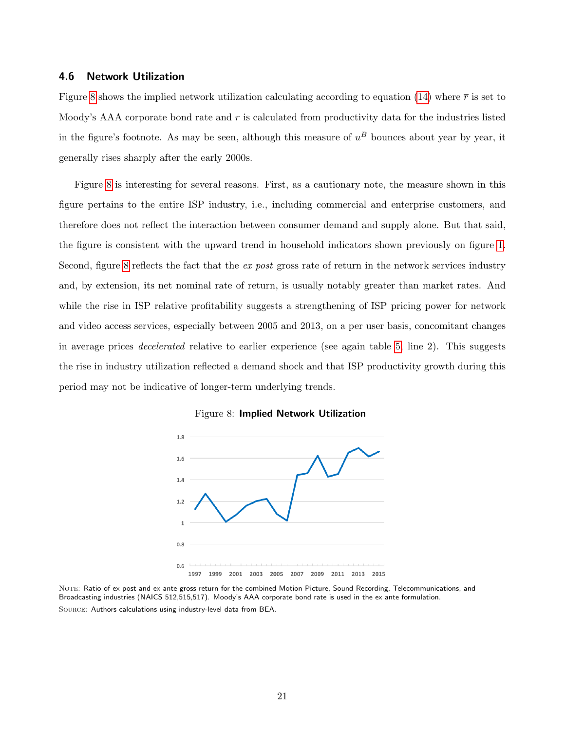### 4.6 Network Utilization

Figure 8 shows the implied network utilization calculating according to equation (14) where $\overline{r}$ is set to Moody's AAA corporate bond rate and $r$ is calculated from productivity data for the industries listed in the figure's footnote. As may be seen, although this measure of $u^B$ bounces about year by year, it generally rises sharply after the early 2000s.

Figure 8 is interesting for several reasons. First, as a cautionary note, the measure shown in this figure pertains to the entire ISP industry, i.e., including commercial and enterprise customers, and therefore does not reflect the interaction between consumer demand and supply alone. But that said, the figure is consistent with the upward trend in household indicators shown previously on figure 1. Second, figure 8 reflects the fact that the *ex post* gross rate of return in the network services industry and, by extension, its net nominal rate of return, is usually notably greater than market rates. And while the rise in ISP relative profitability suggests a strengthening of ISP pricing power for network and video access services, especially between 2005 and 2013, on a per user basis, concomitant changes in average prices *decelerated* relative to earlier experience (see again table 5, line 2). This suggests the rise in industry utilization reflected a demand shock and that ISP productivity growth during this period may not be indicative of longer-term underlying trends.

Figure 8: **Implied Network Utilization**

NOTE: Ratio of ex post and ex ante gross return for the combined Motion Picture, Sound Recording, Telecommunications, and Broadcasting industries (NAICS 512,515,517). Moody's AAA corporate bond rate is used in the ex ante formulation.

SOURCE: Authors calculations using industry-level data from BEA.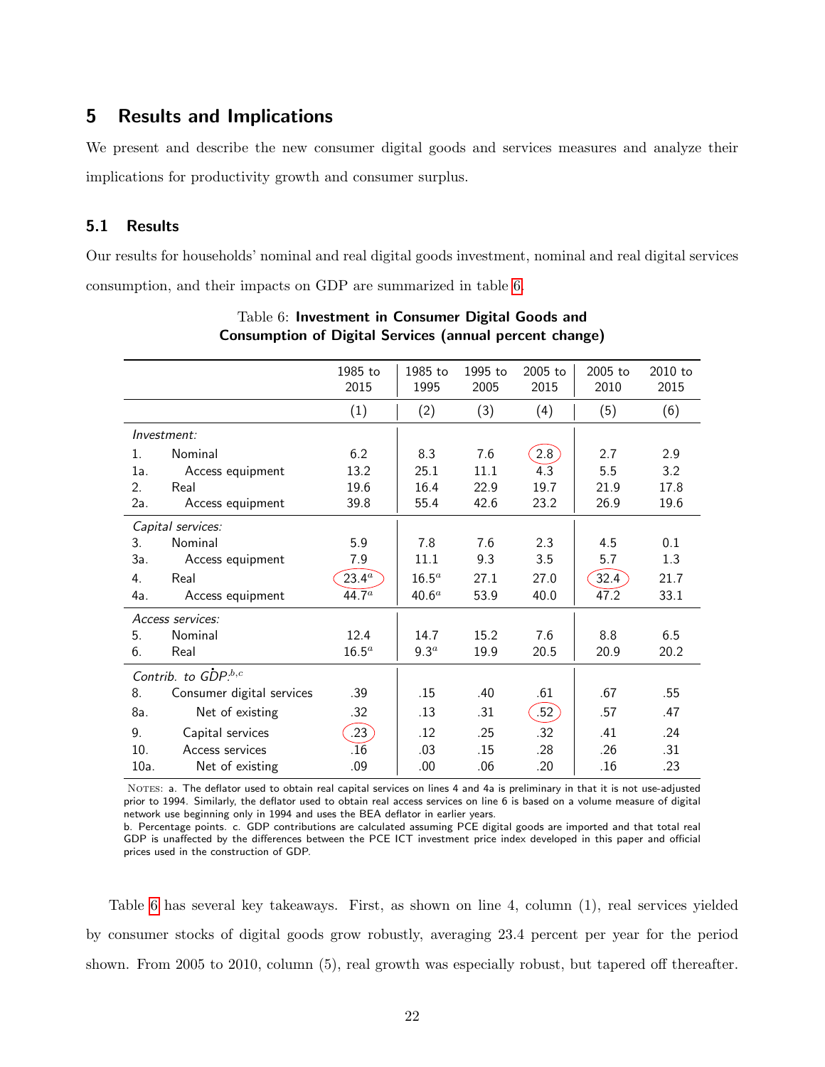## 5 Results and Implications

We present and describe the new consumer digital goods and services measures and analyze their implications for productivity growth and consumer surplus.

### 5.1 Results

Our results for households' nominal and real digital goods investment, nominal and real digital services consumption, and their impacts on GDP are summarized in table 6.

Table 6: **Investment in Consumer Digital Goods and Consumption of Digital Services (annual percent change)**

| | | 1985 to 2015 | 1985 to 1995 | 1995 to 2005 | 2005 to 2015 | 2005 to 2010 | 2010 to 2015 |
|---|---|---|---|---|---|---|---|
| | | (1) | (2) | (3) | (4) | (5) | (6) |
| *Investment:* | | | | | | | |
| 1. | Nominal | 6.2 | 8.3 | 7.6 | 2.8 | 2.7 | 2.9 |
| 1a. | Access equipment | 13.2 | 25.1 | 11.1 | 4.3 | 5.5 | 3.2 |
| 2. | Real | 19.6 | 16.4 | 22.9 | 19.7 | 21.9 | 17.8 |
| 2a. | Access equipment | 39.8 | 55.4 | 42.6 | 23.2 | 26.9 | 19.6 |
| *Capital services:* | | | | | | | |
| 3. | Nominal | 5.9 | 7.8 | 7.6 | 2.3 | 4.5 | 0.1 |
| 3a. | Access equipment | 7.9 | 11.1 | 9.3 | 3.5 | 5.7 | 1.3 |
| 4. | Real | 23.4[a] | 16.5[a] | 27.1 | 27.0 | 32.4 | 21.7 |
| 4a. | Access equipment | 44.7[a] | 40.6[a] | 53.9 | 40.0 | 47.2 | 33.1 |
| *Access services:* | | | | | | | |
| 5. | Nominal | 12.4 | 14.7 | 15.2 | 7.6 | 8.8 | 6.5 |
| 6. | Real | 16.5[a] | 9.3[a] | 19.9 | 20.5 | 20.9 | 20.2 |
| *Contrib. to* $\dot{GDP}$:[b,c] | | | | | | | |
| 8. | Consumer digital services | .39 | .15 | .40 | .61 | .67 | .55 |
| 8a. | Net of existing | .32 | .13 | .31 | .52 | .57 | .47 |
| 9. | Capital services | .23 | .12 | .25 | .32 | .41 | .24 |
| 10. | Access services | .16 | .03 | .15 | .28 | .26 | .31 |
| 10a. | Net of existing | .09 | .00 | .06 | .20 | .16 | .23 |

NOTES: a. The deflator used to obtain real capital services on lines 4 and 4a is preliminary in that it is not use-adjusted prior to 1994. Similarly, the deflator used to obtain real access services on line 6 is based on a volume measure of digital network use beginning only in 1994 and uses the BEA deflator in earlier years.
b. Percentage points. c. GDP contributions are calculated assuming PCE digital goods are imported and that total real GDP is unaffected by the differences between the PCE ICT investment price index developed in this paper and official prices used in the construction of GDP.

Table 6 has several key takeaways. First, as shown on line 4, column (1), real services yielded by consumer stocks of digital goods grow robustly, averaging 23.4 percent per year for the period shown. From 2005 to 2010, column (5), real growth was especially robust, but tapered off thereafter.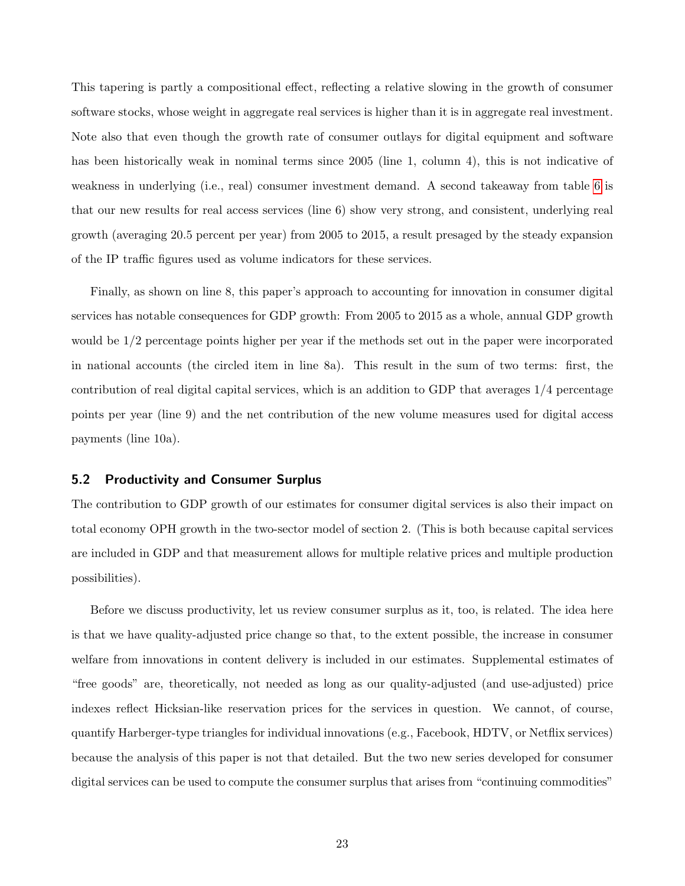This tapering is partly a compositional effect, reflecting a relative slowing in the growth of consumer software stocks, whose weight in aggregate real services is higher than it is in aggregate real investment. Note also that even though the growth rate of consumer outlays for digital equipment and software has been historically weak in nominal terms since 2005 (line 1, column 4), this is not indicative of weakness in underlying (i.e., real) consumer investment demand. A second takeaway from table 6 is that our new results for real access services (line 6) show very strong, and consistent, underlying real growth (averaging 20.5 percent per year) from 2005 to 2015, a result presaged by the steady expansion of the IP traffic figures used as volume indicators for these services.

Finally, as shown on line 8, this paper's approach to accounting for innovation in consumer digital services has notable consequences for GDP growth: From 2005 to 2015 as a whole, annual GDP growth would be 1/2 percentage points higher per year if the methods set out in the paper were incorporated in national accounts (the circled item in line 8a). This result in the sum of two terms: first, the contribution of real digital capital services, which is an addition to GDP that averages 1/4 percentage points per year (line 9) and the net contribution of the new volume measures used for digital access payments (line 10a).

### 5.2 Productivity and Consumer Surplus

The contribution to GDP growth of our estimates for consumer digital services is also their impact on total economy OPH growth in the two-sector model of section 2. (This is both because capital services are included in GDP and that measurement allows for multiple relative prices and multiple production possibilities).

Before we discuss productivity, let us review consumer surplus as it, too, is related. The idea here is that we have quality-adjusted price change so that, to the extent possible, the increase in consumer welfare from innovations in content delivery is included in our estimates. Supplemental estimates of "free goods" are, theoretically, not needed as long as our quality-adjusted (and use-adjusted) price indexes reflect Hicksian-like reservation prices for the services in question. We cannot, of course, quantify Harberger-type triangles for individual innovations (e.g., Facebook, HDTV, or Netflix services) because the analysis of this paper is not that detailed. But the two new series developed for consumer digital services can be used to compute the consumer surplus that arises from "continuing commodities"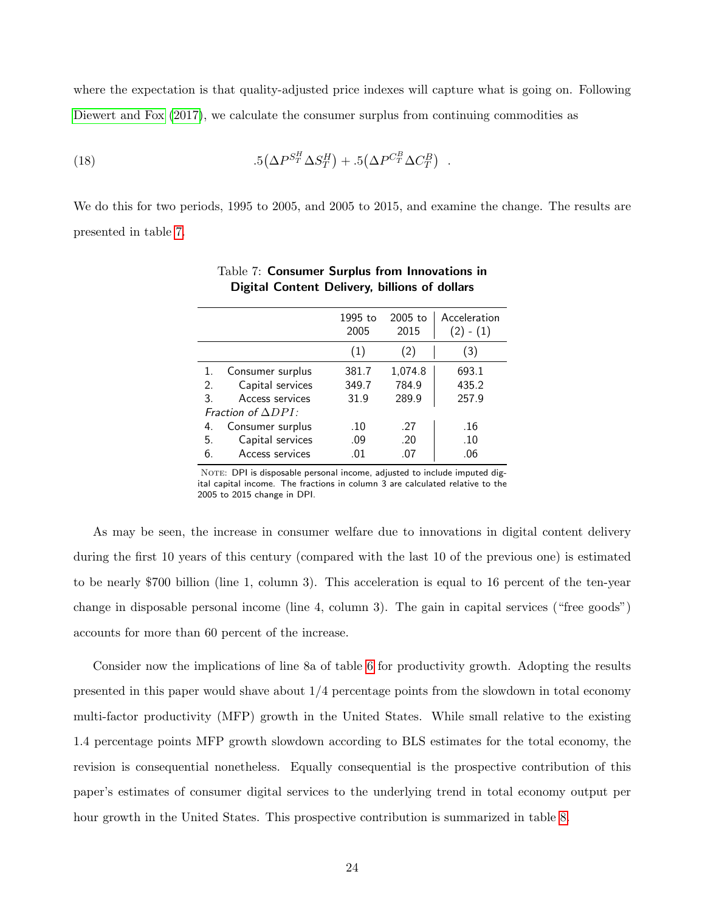where the expectation is that quality-adjusted price indexes will capture what is going on. Following Diewert and Fox (2017), we calculate the consumer surplus from continuing commodities as

$$.5\left(\Delta P^{S_T^H} \Delta S_T^H\right) + .5\left(\Delta P^{C_T^B} \Delta C_T^B\right) \quad . \tag{18}$$

We do this for two periods, 1995 to 2005, and 2005 to 2015, and examine the change. The results are presented in table 7.

Table 7: **Consumer Surplus from Innovations in Digital Content Delivery, billions of dollars**

| | 1995 to 2005 | 2005 to 2015 | Acceleration (2) - (1) |
|---|---|---|---|
| | (1) | (2) | (3) |
| 1. Consumer surplus | 381.7 | 1,074.8 | 693.1 |
| 2. Capital services | 349.7 | 784.9 | 435.2 |
| 3. Access services | 31.9 | 289.9 | 257.9 |
| *Fraction of* $\Delta DPI$*:* | | | |
| 4. Consumer surplus | .10 | .27 | .16 |
| 5. Capital services | .09 | .20 | .10 |
| 6. Access services | .01 | .07 | .06 |

NOTE: DPI is disposable personal income, adjusted to include imputed digital capital income. The fractions in column 3 are calculated relative to the 2005 to 2015 change in DPI.

As may be seen, the increase in consumer welfare due to innovations in digital content delivery during the first 10 years of this century (compared with the last 10 of the previous one) is estimated to be nearly $700 billion (line 1, column 3). This acceleration is equal to 16 percent of the ten-year change in disposable personal income (line 4, column 3). The gain in capital services ("free goods") accounts for more than 60 percent of the increase.

Consider now the implications of line 8a of table 6 for productivity growth. Adopting the results presented in this paper would shave about 1/4 percentage points from the slowdown in total economy multi-factor productivity (MFP) growth in the United States. While small relative to the existing 1.4 percentage points MFP growth slowdown according to BLS estimates for the total economy, the revision is consequential nonetheless. Equally consequential is the prospective contribution of this paper's estimates of consumer digital services to the underlying trend in total economy output per hour growth in the United States. This prospective contribution is summarized in table 8.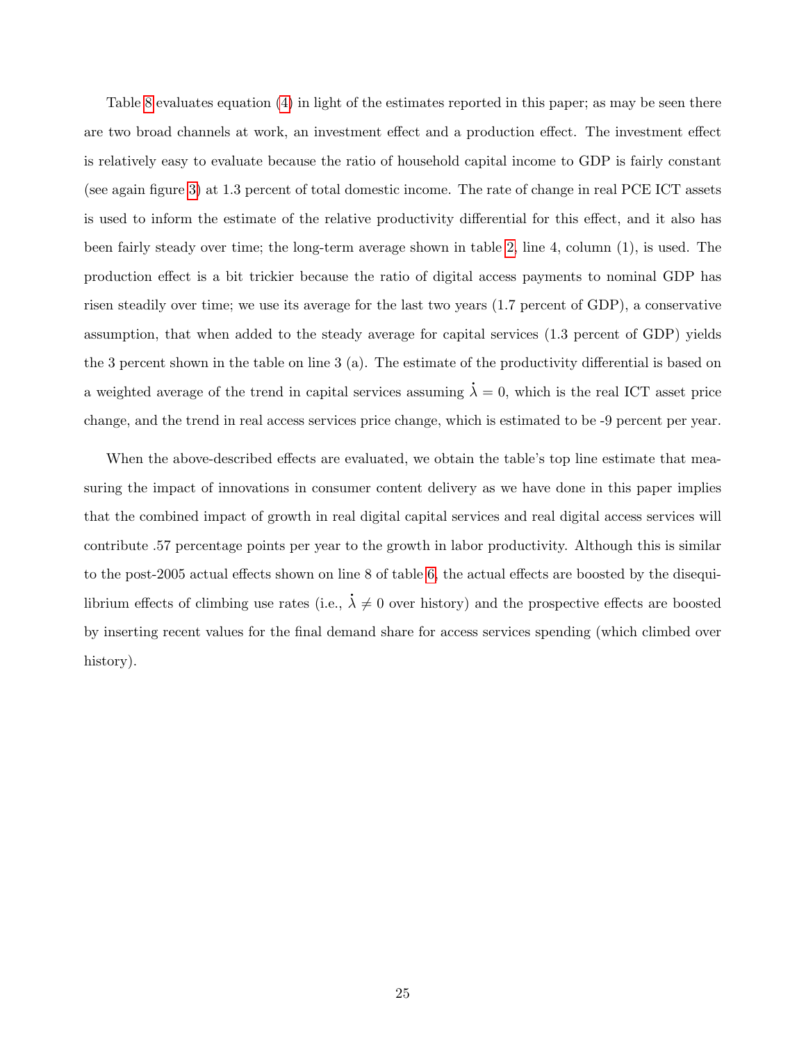Table 8 evaluates equation (4) in light of the estimates reported in this paper; as may be seen there are two broad channels at work, an investment effect and a production effect. The investment effect is relatively easy to evaluate because the ratio of household capital income to GDP is fairly constant (see again figure 3) at 1.3 percent of total domestic income. The rate of change in real PCE ICT assets is used to inform the estimate of the relative productivity differential for this effect, and it also has been fairly steady over time; the long-term average shown in table 2, line 4, column (1), is used. The production effect is a bit trickier because the ratio of digital access payments to nominal GDP has risen steadily over time; we use its average for the last two years (1.7 percent of GDP), a conservative assumption, that when added to the steady average for capital services (1.3 percent of GDP) yields the 3 percent shown in the table on line 3 (a). The estimate of the productivity differential is based on a weighted average of the trend in capital services assuming $\dot{\lambda} = 0$, which is the real ICT asset price change, and the trend in real access services price change, which is estimated to be -9 percent per year.

When the above-described effects are evaluated, we obtain the table's top line estimate that measuring the impact of innovations in consumer content delivery as we have done in this paper implies that the combined impact of growth in real digital capital services and real digital access services will contribute .57 percentage points per year to the growth in labor productivity. Although this is similar to the post-2005 actual effects shown on line 8 of table 6, the actual effects are boosted by the disequilibrium effects of climbing use rates (i.e., $\dot{\lambda} \neq 0$ over history) and the prospective effects are boosted by inserting recent values for the final demand share for access services spending (which climbed over history).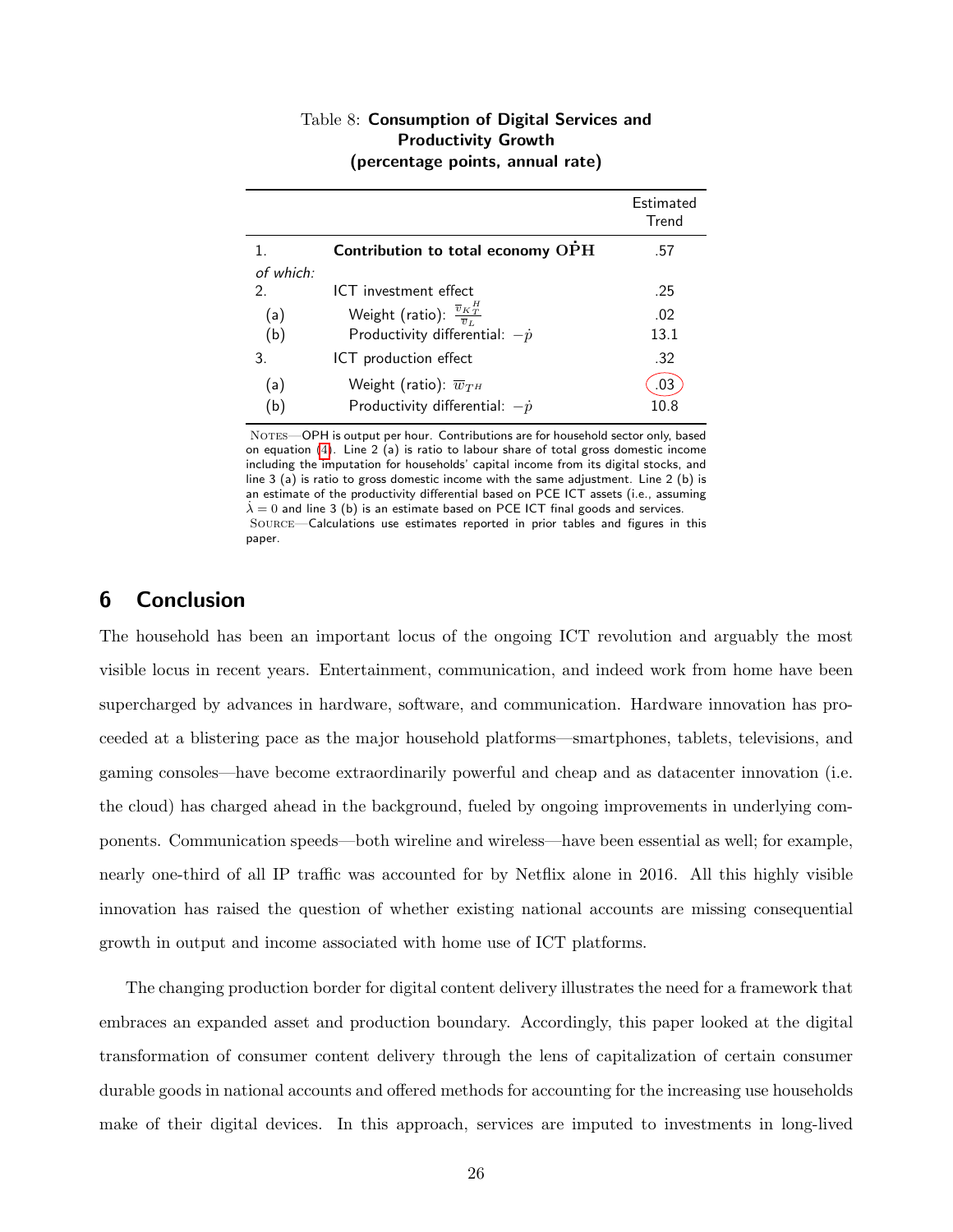Table 8: **Consumption of Digital Services and Productivity Growth (percentage points, annual rate)**

| | | Estimated Trend |
|---|---|---|
| 1. | **Contribution to total economy $\dot{\mathbf{OPH}}$** | .57 |
| *of which:* | | |
| 2. | ICT investment effect | .25 |
| (a) | Weight (ratio): $\frac{\overline{v}_{K_T^H}}{\overline{v}_L}$ | .02 |
| (b) | Productivity differential: $-\dot{p}$ | 13.1 |
| 3. | ICT production effect | .32 |
| (a) | Weight (ratio): $\overline{w}_{T^H}$ | .03 |
| (b) | Productivity differential: $-\dot{p}$ | 10.8 |

NOTES—OPH is output per hour. Contributions are for household sector only, based on equation (4). Line 2 (a) is ratio to labour share of total gross domestic income including the imputation for households' capital income from its digital stocks, and line 3 (a) is ratio to gross domestic income with the same adjustment. Line 2 (b) is an estimate of the productivity differential based on PCE ICT assets (i.e., assuming $\dot{\lambda} = 0$ and line 3 (b) is an estimate based on PCE ICT final goods and services.
SOURCE—Calculations use estimates reported in prior tables and figures in this paper.

## 6 Conclusion

The household has been an important locus of the ongoing ICT revolution and arguably the most visible locus in recent years. Entertainment, communication, and indeed work from home have been supercharged by advances in hardware, software, and communication. Hardware innovation has proceeded at a blistering pace as the major household platforms—smartphones, tablets, televisions, and gaming consoles—have become extraordinarily powerful and cheap and as datacenter innovation (i.e. the cloud) has charged ahead in the background, fueled by ongoing improvements in underlying components. Communication speeds—both wireline and wireless—have been essential as well; for example, nearly one-third of all IP traffic was accounted for by Netflix alone in 2016. All this highly visible innovation has raised the question of whether existing national accounts are missing consequential growth in output and income associated with home use of ICT platforms.

The changing production border for digital content delivery illustrates the need for a framework that embraces an expanded asset and production boundary. Accordingly, this paper looked at the digital transformation of consumer content delivery through the lens of capitalization of certain consumer durable goods in national accounts and offered methods for accounting for the increasing use households make of their digital devices. In this approach, services are imputed to investments in long-lived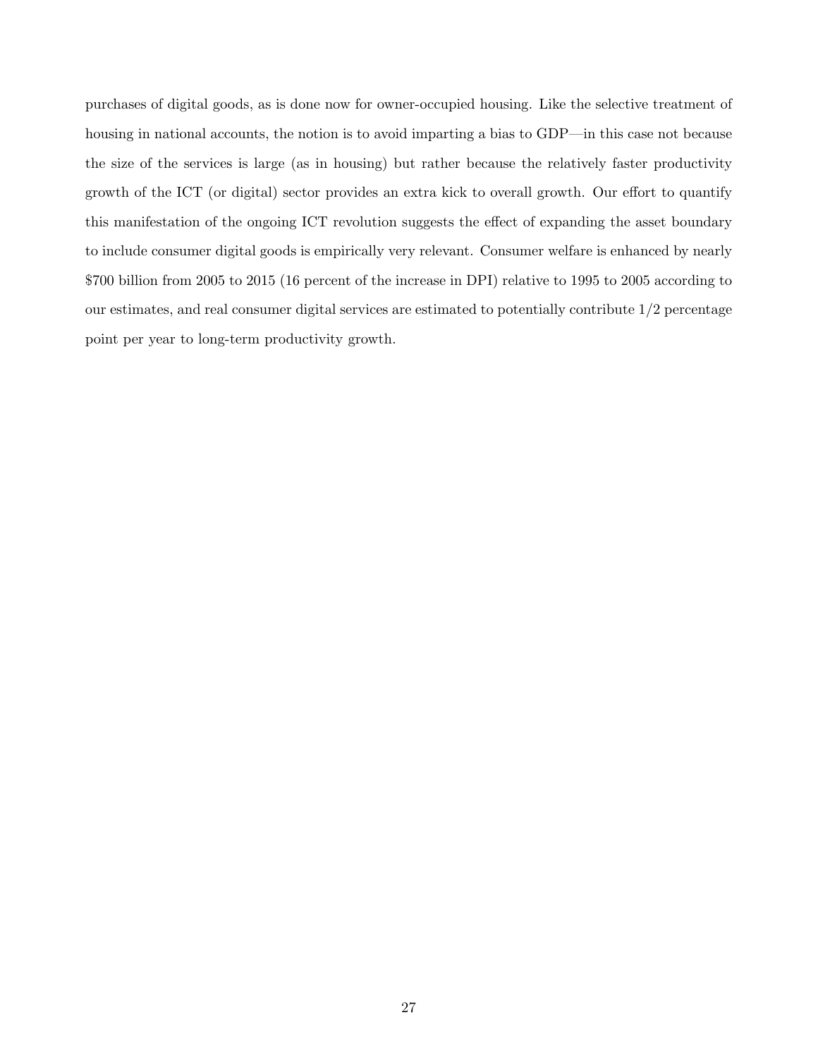purchases of digital goods, as is done now for owner-occupied housing. Like the selective treatment of housing in national accounts, the notion is to avoid imparting a bias to GDP—in this case not because the size of the services is large (as in housing) but rather because the relatively faster productivity growth of the ICT (or digital) sector provides an extra kick to overall growth. Our effort to quantify this manifestation of the ongoing ICT revolution suggests the effect of expanding the asset boundary to include consumer digital goods is empirically very relevant. Consumer welfare is enhanced by nearly $700 billion from 2005 to 2015 (16 percent of the increase in DPI) relative to 1995 to 2005 according to our estimates, and real consumer digital services are estimated to potentially contribute 1/2 percentage point per year to long-term productivity growth.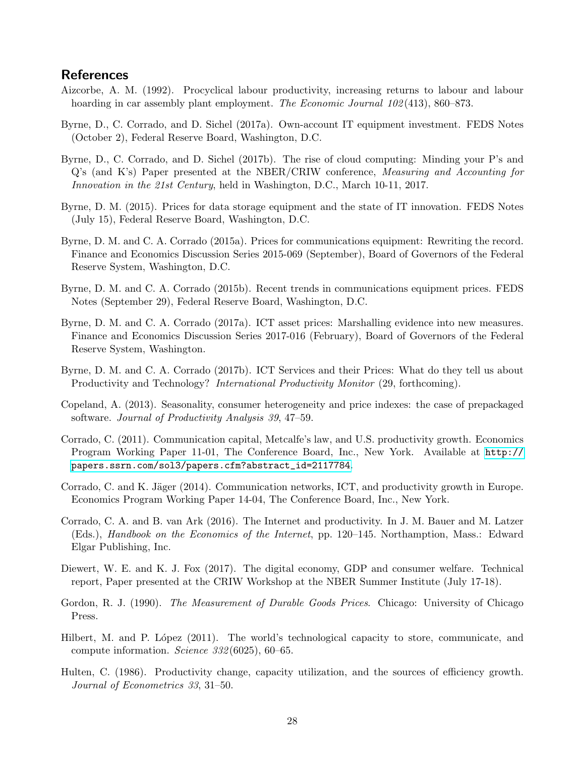## References

Aizcorbe, A. M. (1992). Procyclical labour productivity, increasing returns to labour and labour hoarding in car assembly plant employment. *The Economic Journal 102*(413), 860–873.

Byrne, D., C. Corrado, and D. Sichel (2017a). Own-account IT equipment investment. FEDS Notes (October 2), Federal Reserve Board, Washington, D.C.

Byrne, D., C. Corrado, and D. Sichel (2017b). The rise of cloud computing: Minding your P's and Q's (and K's) Paper presented at the NBER/CRIW conference, *Measuring and Accounting for Innovation in the 21st Century*, held in Washington, D.C., March 10-11, 2017.

Byrne, D. M. (2015). Prices for data storage equipment and the state of IT innovation. FEDS Notes (July 15), Federal Reserve Board, Washington, D.C.

Byrne, D. M. and C. A. Corrado (2015a). Prices for communications equipment: Rewriting the record. Finance and Economics Discussion Series 2015-069 (September), Board of Governors of the Federal Reserve System, Washington, D.C.

Byrne, D. M. and C. A. Corrado (2015b). Recent trends in communications equipment prices. FEDS Notes (September 29), Federal Reserve Board, Washington, D.C.

Byrne, D. M. and C. A. Corrado (2017a). ICT asset prices: Marshalling evidence into new measures. Finance and Economics Discussion Series 2017-016 (February), Board of Governors of the Federal Reserve System, Washington.

Byrne, D. M. and C. A. Corrado (2017b). ICT Services and their Prices: What do they tell us about Productivity and Technology? *International Productivity Monitor* (29, forthcoming).

Copeland, A. (2013). Seasonality, consumer heterogeneity and price indexes: the case of prepackaged software. *Journal of Productivity Analysis 39*, 47–59.

Corrado, C. (2011). Communication capital, Metcalfe's law, and U.S. productivity growth. Economics Program Working Paper 11-01, The Conference Board, Inc., New York. Available at http://papers.ssrn.com/sol3/papers.cfm?abstract_id=2117784.

Corrado, C. and K. Jäger (2014). Communication networks, ICT, and productivity growth in Europe. Economics Program Working Paper 14-04, The Conference Board, Inc., New York.

Corrado, C. A. and B. van Ark (2016). The Internet and productivity. In J. M. Bauer and M. Latzer (Eds.), *Handbook on the Economics of the Internet*, pp. 120–145. Northamption, Mass.: Edward Elgar Publishing, Inc.

Diewert, W. E. and K. J. Fox (2017). The digital economy, GDP and consumer welfare. Technical report, Paper presented at the CRIW Workshop at the NBER Summer Institute (July 17-18).

Gordon, R. J. (1990). *The Measurement of Durable Goods Prices*. Chicago: University of Chicago Press.

Hilbert, M. and P. López (2011). The world's technological capacity to store, communicate, and compute information. *Science 332*(6025), 60–65.

Hulten, C. (1986). Productivity change, capacity utilization, and the sources of efficiency growth. *Journal of Econometrics 33*, 31–50.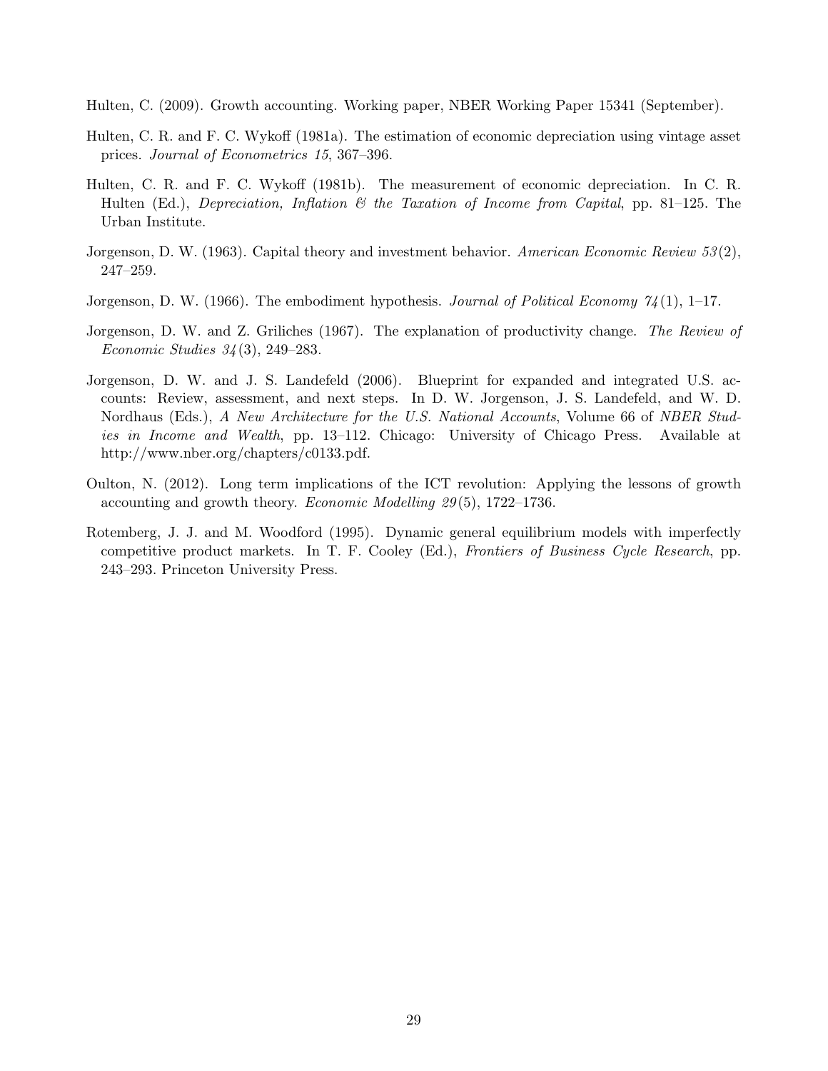Hulten, C. (2009). Growth accounting. Working paper, NBER Working Paper 15341 (September).

Hulten, C. R. and F. C. Wykoff (1981a). The estimation of economic depreciation using vintage asset prices. *Journal of Econometrics 15*, 367–396.

Hulten, C. R. and F. C. Wykoff (1981b). The measurement of economic depreciation. In C. R. Hulten (Ed.), *Depreciation, Inflation & the Taxation of Income from Capital*, pp. 81–125. The Urban Institute.

Jorgenson, D. W. (1963). Capital theory and investment behavior. *American Economic Review 53*(2), 247–259.

Jorgenson, D. W. (1966). The embodiment hypothesis. *Journal of Political Economy 74*(1), 1–17.

Jorgenson, D. W. and Z. Griliches (1967). The explanation of productivity change. *The Review of Economic Studies 34*(3), 249–283.

Jorgenson, D. W. and J. S. Landefeld (2006). Blueprint for expanded and integrated U.S. accounts: Review, assessment, and next steps. In D. W. Jorgenson, J. S. Landefeld, and W. D. Nordhaus (Eds.), *A New Architecture for the U.S. National Accounts*, Volume 66 of *NBER Studies in Income and Wealth*, pp. 13–112. Chicago: University of Chicago Press. Available at http://www.nber.org/chapters/c0133.pdf.

Oulton, N. (2012). Long term implications of the ICT revolution: Applying the lessons of growth accounting and growth theory. *Economic Modelling 29*(5), 1722–1736.

Rotemberg, J. J. and M. Woodford (1995). Dynamic general equilibrium models with imperfectly competitive product markets. In T. F. Cooley (Ed.), *Frontiers of Business Cycle Research*, pp. 243–293. Princeton University Press.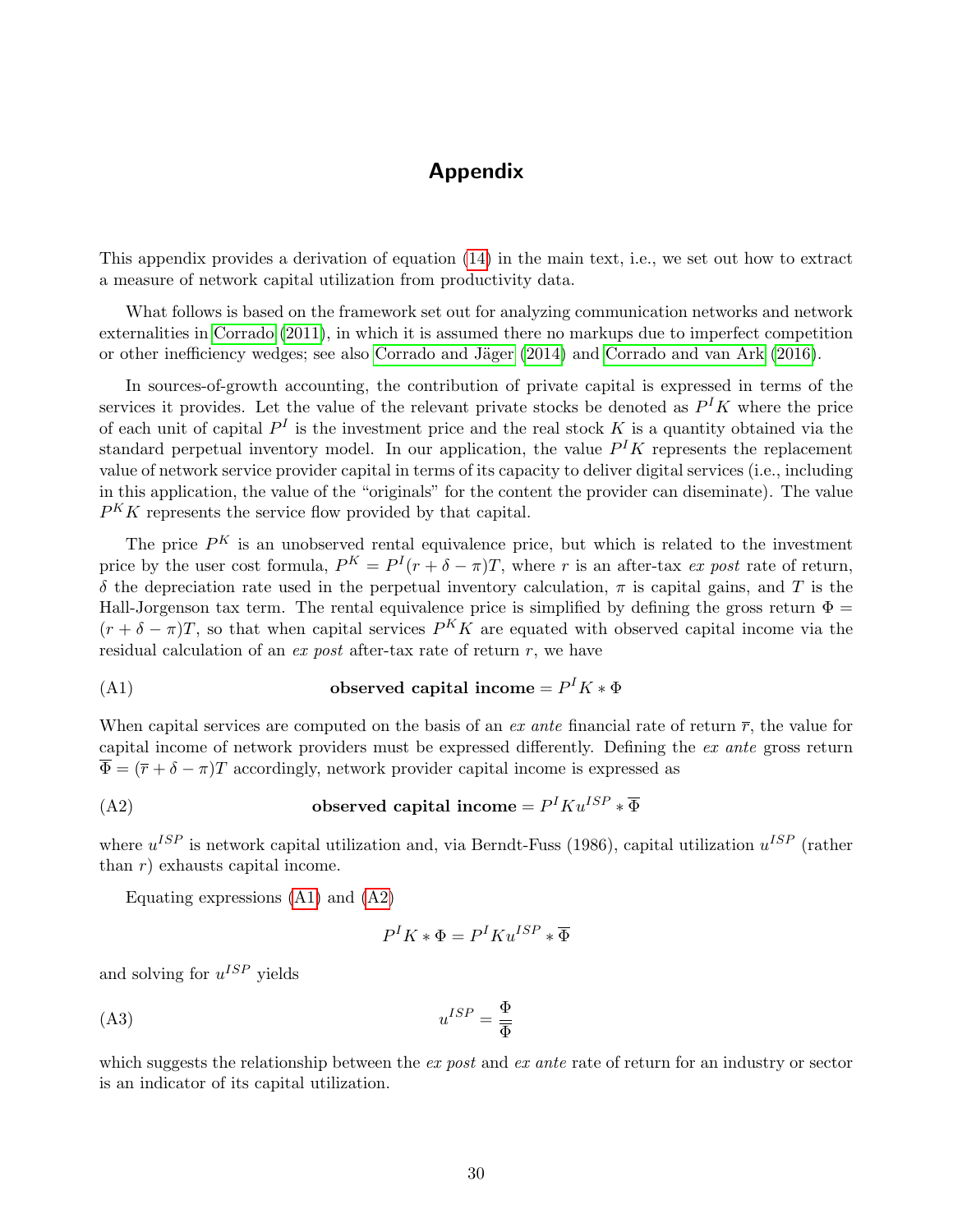# Appendix

This appendix provides a derivation of equation (14) in the main text, i.e., we set out how to extract a measure of network capital utilization from productivity data.

What follows is based on the framework set out for analyzing communication networks and network externalities in Corrado (2011), in which it is assumed there no markups due to imperfect competition or other inefficiency wedges; see also Corrado and Jäger (2014) and Corrado and van Ark (2016).

In sources-of-growth accounting, the contribution of private capital is expressed in terms of the services it provides. Let the value of the relevant private stocks be denoted as $P^I K$ where the price of each unit of capital $P^I$ is the investment price and the real stock $K$ is a quantity obtained via the standard perpetual inventory model. In our application, the value $P^I K$ represents the replacement value of network service provider capital in terms of its capacity to deliver digital services (i.e., including in this application, the value of the "originals" for the content the provider can diseminate). The value $P^K K$ represents the service flow provided by that capital.

The price $P^K$ is an unobserved rental equivalence price, but which is related to the investment price by the user cost formula, $P^K = P^I(r + \delta - \pi)T$, where $r$ is an after-tax *ex post* rate of return, $\delta$ the depreciation rate used in the perpetual inventory calculation, $\pi$ is capital gains, and $T$ is the Hall-Jorgenson tax term. The rental equivalence price is simplified by defining the gross return $\Phi = (r + \delta - \pi)T$, so that when capital services $P^K K$ are equated with observed capital income via the residual calculation of an *ex post* after-tax rate of return $r$, we have

$$\text{(A1)} \qquad \textbf{observed capital income} = P^I K * \Phi$$

When capital services are computed on the basis of an *ex ante* financial rate of return $\overline{r}$, the value for capital income of network providers must be expressed differently. Defining the *ex ante* gross return $\overline{\Phi} = (\overline{r} + \delta - \pi)T$ accordingly, network provider capital income is expressed as

$$\text{(A2)} \qquad \textbf{observed capital income} = P^I K u^{ISP} * \overline{\Phi}$$

where $u^{ISP}$ is network capital utilization and, via Berndt-Fuss (1986), capital utilization $u^{ISP}$ (rather than $r$) exhausts capital income.

Equating expressions (A1) and (A2)

$$P^I K * \Phi = P^I K u^{ISP} * \overline{\Phi}$$

and solving for $u^{ISP}$ yields

$$\text{(A3)} \qquad u^{ISP} = \frac{\Phi}{\overline{\Phi}}$$

which suggests the relationship between the *ex post* and *ex ante* rate of return for an industry or sector is an indicator of its capital utilization.